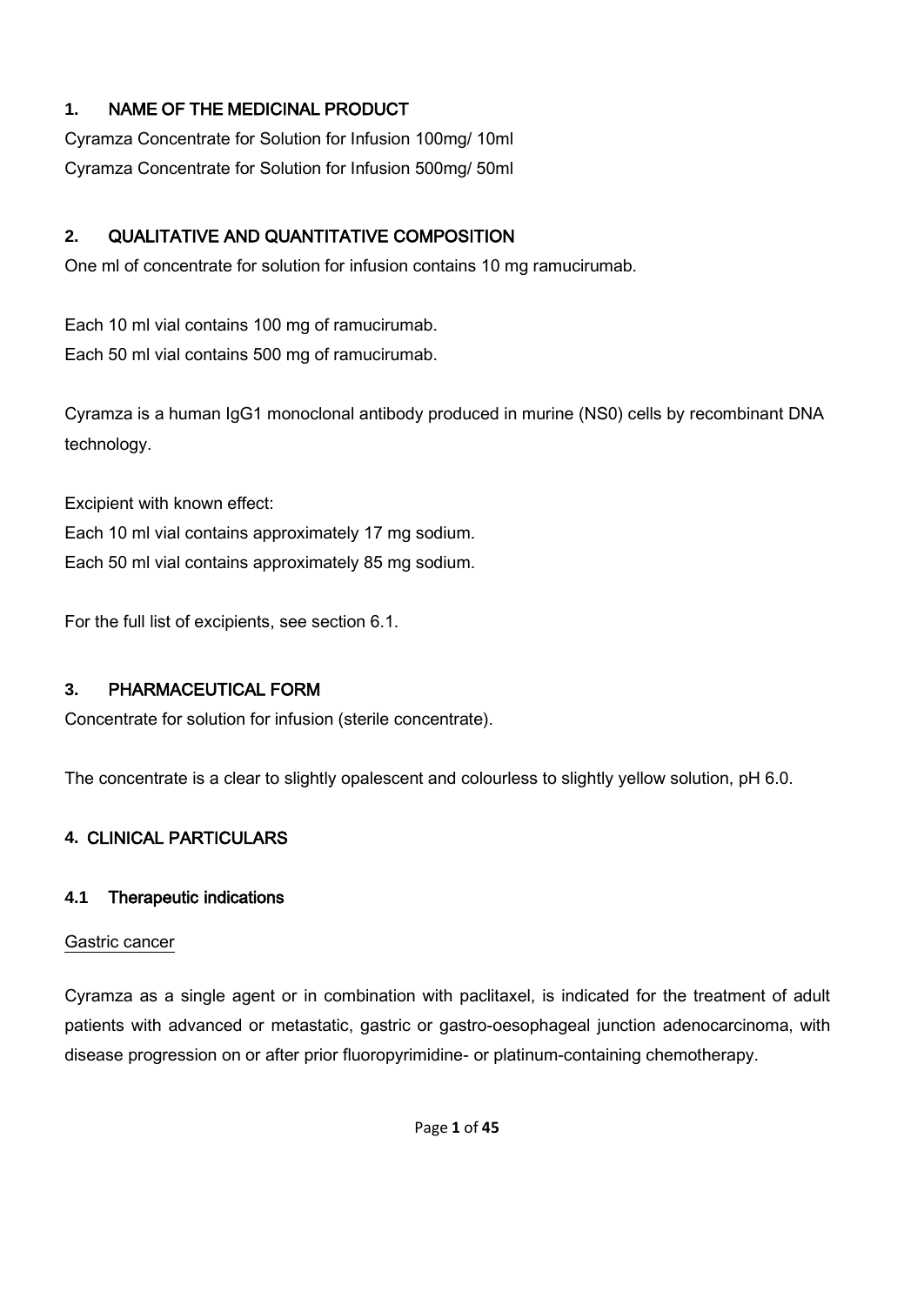## 1. NAME OF THE MEDICINAL PRODUCT

Cyramza Concentrate for Solution for Infusion 100mg/ 10ml
Cyramza Concentrate for Solution for Infusion 500mg/ 50ml

## 2. QUALITATIVE AND QUANTITATIVE COMPOSITION

One ml of concentrate for solution for infusion contains 10 mg ramucirumab.

Each 10 ml vial contains 100 mg of ramucirumab.
Each 50 ml vial contains 500 mg of ramucirumab.

Cyramza is a human IgG1 monoclonal antibody produced in murine (NS0) cells by recombinant DNA technology.

Excipient with known effect:
Each 10 ml vial contains approximately 17 mg sodium.
Each 50 ml vial contains approximately 85 mg sodium.

For the full list of excipients, see section 6.1.

## 3. PHARMACEUTICAL FORM

Concentrate for solution for infusion (sterile concentrate).

The concentrate is a clear to slightly opalescent and colourless to slightly yellow solution, pH 6.0.

## 4. CLINICAL PARTICULARS

### 4.1 Therapeutic indications

Gastric cancer

Cyramza as a single agent or in combination with paclitaxel, is indicated for the treatment of adult patients with advanced or metastatic, gastric or gastro-oesophageal junction adenocarcinoma, with disease progression on or after prior fluoropyrimidine- or platinum-containing chemotherapy.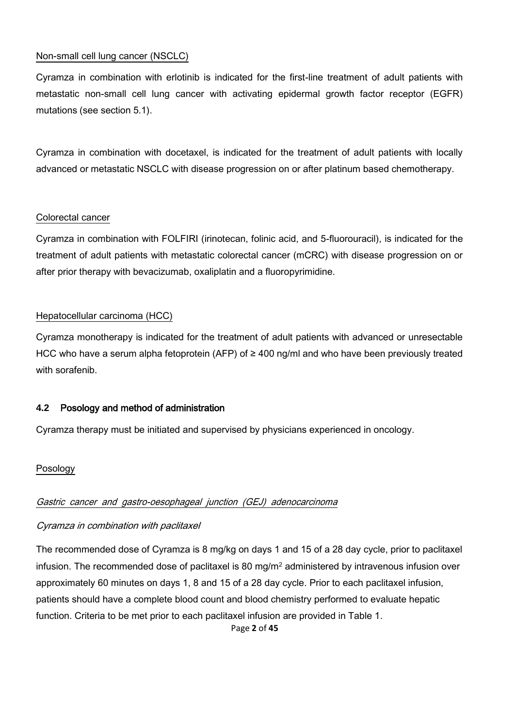Non-small cell lung cancer (NSCLC)

Cyramza in combination with erlotinib is indicated for the first-line treatment of adult patients with metastatic non-small cell lung cancer with activating epidermal growth factor receptor (EGFR) mutations (see section 5.1).

Cyramza in combination with docetaxel, is indicated for the treatment of adult patients with locally advanced or metastatic NSCLC with disease progression on or after platinum based chemotherapy.

Colorectal cancer

Cyramza in combination with FOLFIRI (irinotecan, folinic acid, and 5-fluorouracil), is indicated for the treatment of adult patients with metastatic colorectal cancer (mCRC) with disease progression on or after prior therapy with bevacizumab, oxaliplatin and a fluoropyrimidine.

Hepatocellular carcinoma (HCC)

Cyramza monotherapy is indicated for the treatment of adult patients with advanced or unresectable HCC who have a serum alpha fetoprotein (AFP) of ≥ 400 ng/ml and who have been previously treated with sorafenib.

## 4.2 Posology and method of administration

Cyramza therapy must be initiated and supervised by physicians experienced in oncology.

Posology

*Gastric cancer and gastro-oesophageal junction (GEJ) adenocarcinoma*

*Cyramza in combination with paclitaxel*

The recommended dose of Cyramza is 8 mg/kg on days 1 and 15 of a 28 day cycle, prior to paclitaxel infusion. The recommended dose of paclitaxel is 80 mg/$m^2$ administered by intravenous infusion over approximately 60 minutes on days 1, 8 and 15 of a 28 day cycle. Prior to each paclitaxel infusion, patients should have a complete blood count and blood chemistry performed to evaluate hepatic function. Criteria to be met prior to each paclitaxel infusion are provided in Table 1.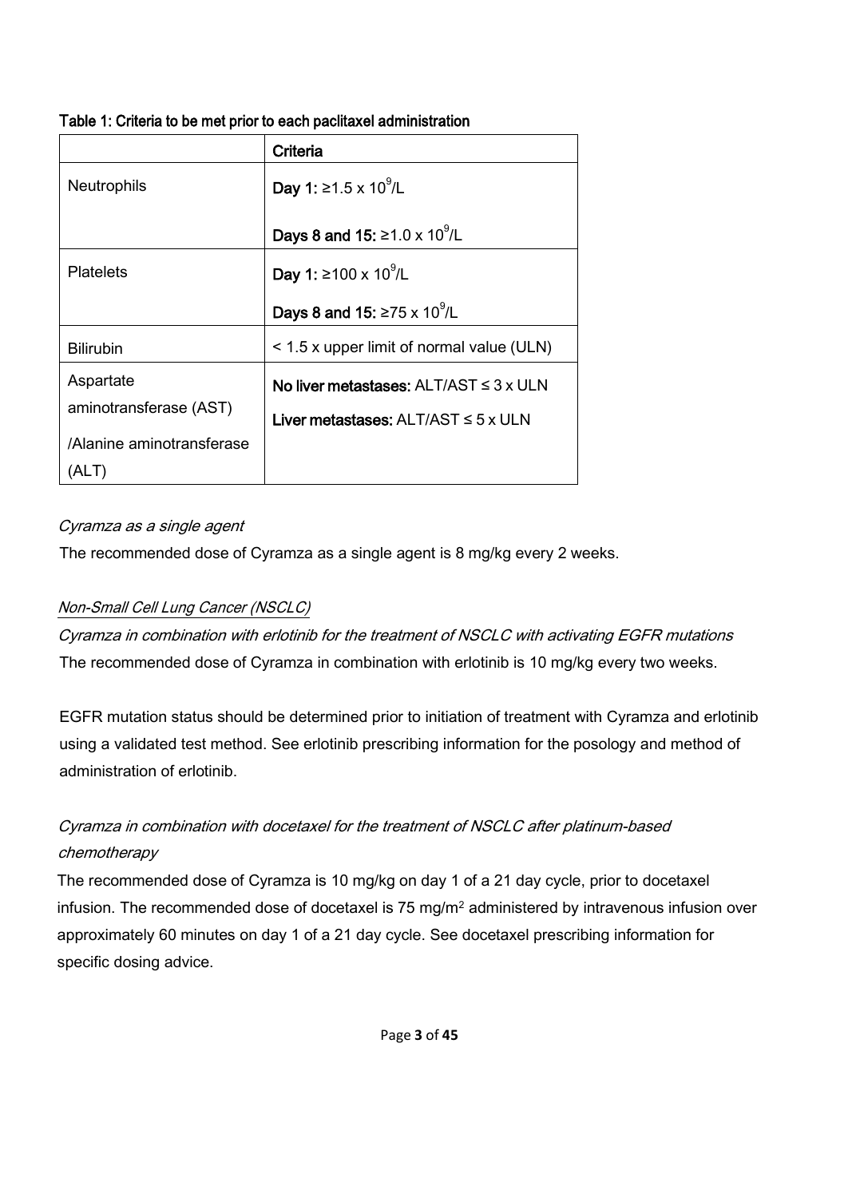**Table 1: Criteria to be met prior to each paclitaxel administration**

| | **Criteria** |
|---|---|
| Neutrophils | **Day 1:** ≥1.5 x $10^9$/L<br><br>**Days 8 and 15:** ≥1.0 x $10^9$/L |
| Platelets | **Day 1:** ≥100 x $10^9$/L<br><br>**Days 8 and 15:** ≥75 x $10^9$/L |
| Bilirubin | < 1.5 x upper limit of normal value (ULN) |
| Aspartate aminotransferase (AST) /Alanine aminotransferase (ALT) | **No liver metastases:** ALT/AST ≤ 3 x ULN<br><br>**Liver metastases:** ALT/AST ≤ 5 x ULN |

*Cyramza as a single agent*

The recommended dose of Cyramza as a single agent is 8 mg/kg every 2 weeks.

*Non-Small Cell Lung Cancer (NSCLC)*

*Cyramza in combination with erlotinib for the treatment of NSCLC with activating EGFR mutations*

The recommended dose of Cyramza in combination with erlotinib is 10 mg/kg every two weeks.

EGFR mutation status should be determined prior to initiation of treatment with Cyramza and erlotinib using a validated test method. See erlotinib prescribing information for the posology and method of administration of erlotinib.

*Cyramza in combination with docetaxel for the treatment of NSCLC after platinum-based chemotherapy*

The recommended dose of Cyramza is 10 mg/kg on day 1 of a 21 day cycle, prior to docetaxel infusion. The recommended dose of docetaxel is 75 mg/m² administered by intravenous infusion over approximately 60 minutes on day 1 of a 21 day cycle. See docetaxel prescribing information for specific dosing advice.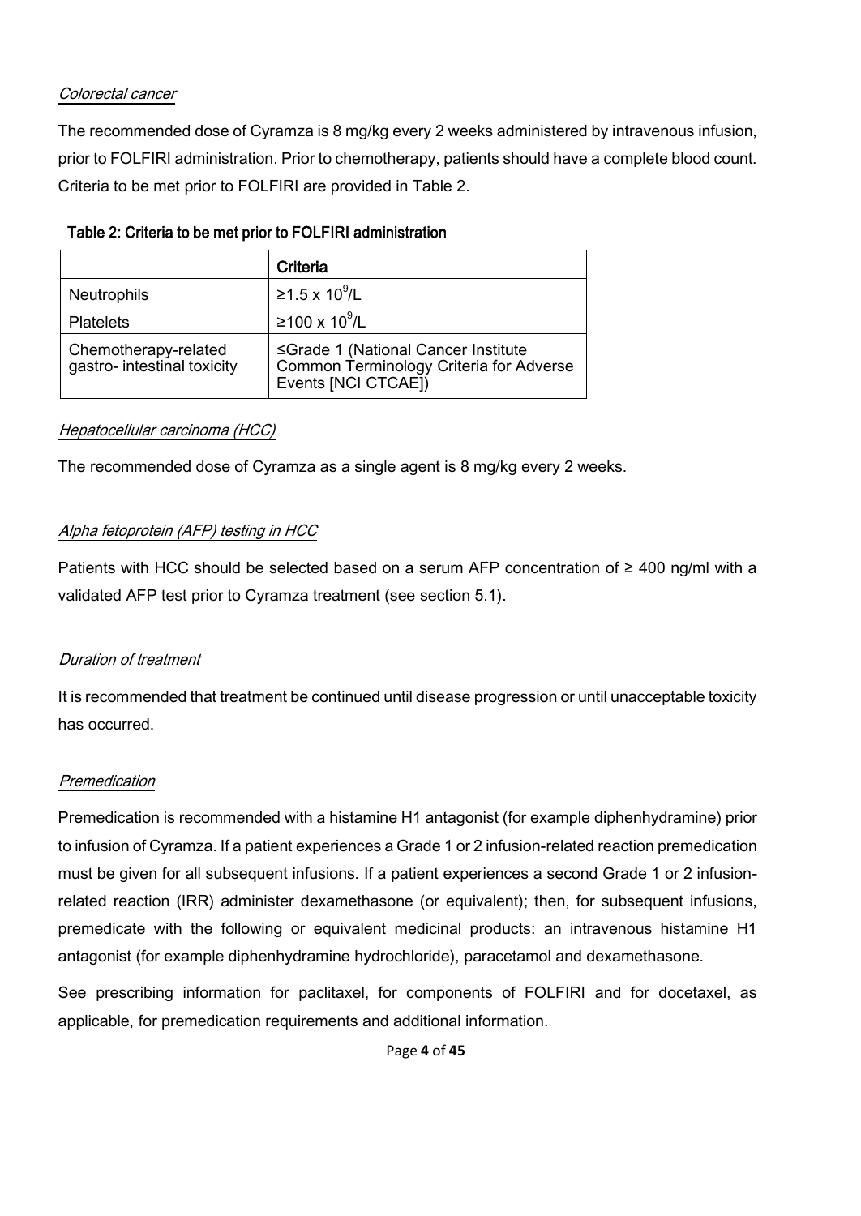*Colorectal cancer*

The recommended dose of Cyramza is 8 mg/kg every 2 weeks administered by intravenous infusion, prior to FOLFIRI administration. Prior to chemotherapy, patients should have a complete blood count. Criteria to be met prior to FOLFIRI are provided in Table 2.

**Table 2: Criteria to be met prior to FOLFIRI administration**

| | **Criteria** |
|---|---|
| Neutrophils | ≥1.5 x $10^9$/L |
| Platelets | ≥100 x $10^9$/L |
| Chemotherapy-related gastro- intestinal toxicity | ≤Grade 1 (National Cancer Institute Common Terminology Criteria for Adverse Events [NCI CTCAE]) |

*Hepatocellular carcinoma (HCC)*

The recommended dose of Cyramza as a single agent is 8 mg/kg every 2 weeks.

*Alpha fetoprotein (AFP) testing in HCC*

Patients with HCC should be selected based on a serum AFP concentration of ≥ 400 ng/ml with a validated AFP test prior to Cyramza treatment (see section 5.1).

*Duration of treatment*

It is recommended that treatment be continued until disease progression or until unacceptable toxicity has occurred.

*Premedication*

Premedication is recommended with a histamine H1 antagonist (for example diphenhydramine) prior to infusion of Cyramza. If a patient experiences a Grade 1 or 2 infusion-related reaction premedication must be given for all subsequent infusions. If a patient experiences a second Grade 1 or 2 infusion-related reaction (IRR) administer dexamethasone (or equivalent); then, for subsequent infusions, premedicate with the following or equivalent medicinal products: an intravenous histamine H1 antagonist (for example diphenhydramine hydrochloride), paracetamol and dexamethasone.

See prescribing information for paclitaxel, for components of FOLFIRI and for docetaxel, as applicable, for premedication requirements and additional information.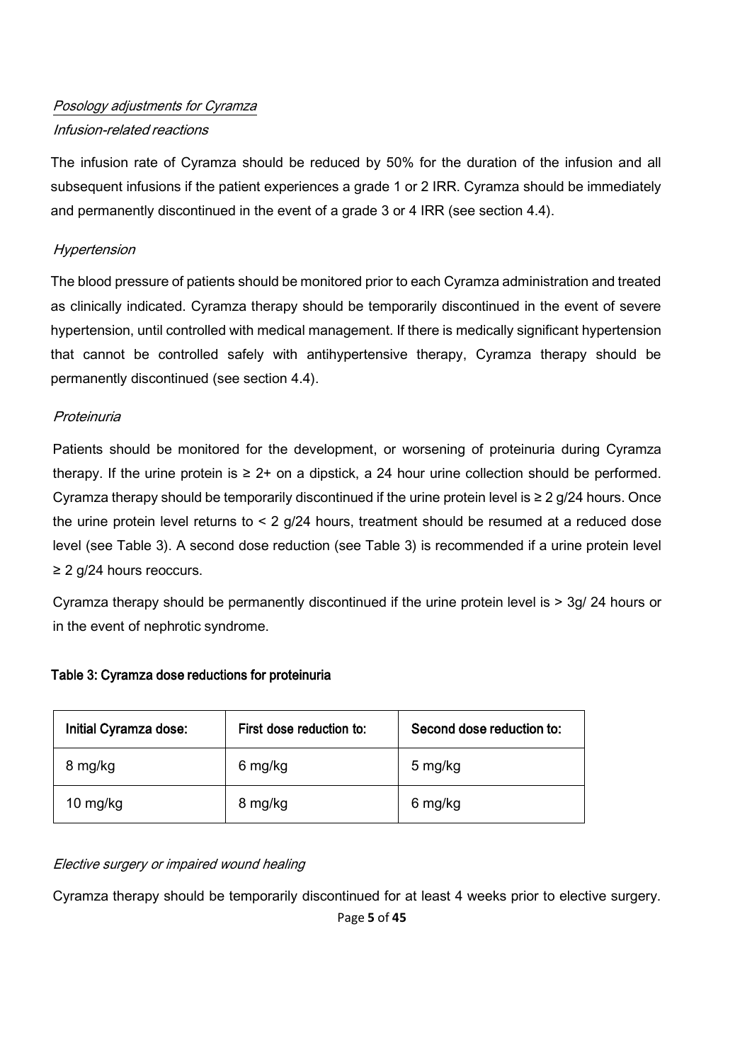*Posology adjustments for Cyramza*

*Infusion-related reactions*

The infusion rate of Cyramza should be reduced by 50% for the duration of the infusion and all subsequent infusions if the patient experiences a grade 1 or 2 IRR. Cyramza should be immediately and permanently discontinued in the event of a grade 3 or 4 IRR (see section 4.4).

*Hypertension*

The blood pressure of patients should be monitored prior to each Cyramza administration and treated as clinically indicated. Cyramza therapy should be temporarily discontinued in the event of severe hypertension, until controlled with medical management. If there is medically significant hypertension that cannot be controlled safely with antihypertensive therapy, Cyramza therapy should be permanently discontinued (see section 4.4).

*Proteinuria*

Patients should be monitored for the development, or worsening of proteinuria during Cyramza therapy. If the urine protein is ≥ 2+ on a dipstick, a 24 hour urine collection should be performed. Cyramza therapy should be temporarily discontinued if the urine protein level is ≥ 2 g/24 hours. Once the urine protein level returns to < 2 g/24 hours, treatment should be resumed at a reduced dose level (see Table 3). A second dose reduction (see Table 3) is recommended if a urine protein level ≥ 2 g/24 hours reoccurs.

Cyramza therapy should be permanently discontinued if the urine protein level is > 3g/ 24 hours or in the event of nephrotic syndrome.

**Table 3: Cyramza dose reductions for proteinuria**

| Initial Cyramza dose: | First dose reduction to: | Second dose reduction to: |
|---|---|---|
| 8 mg/kg | 6 mg/kg | 5 mg/kg |
| 10 mg/kg | 8 mg/kg | 6 mg/kg |

*Elective surgery or impaired wound healing*

Cyramza therapy should be temporarily discontinued for at least 4 weeks prior to elective surgery.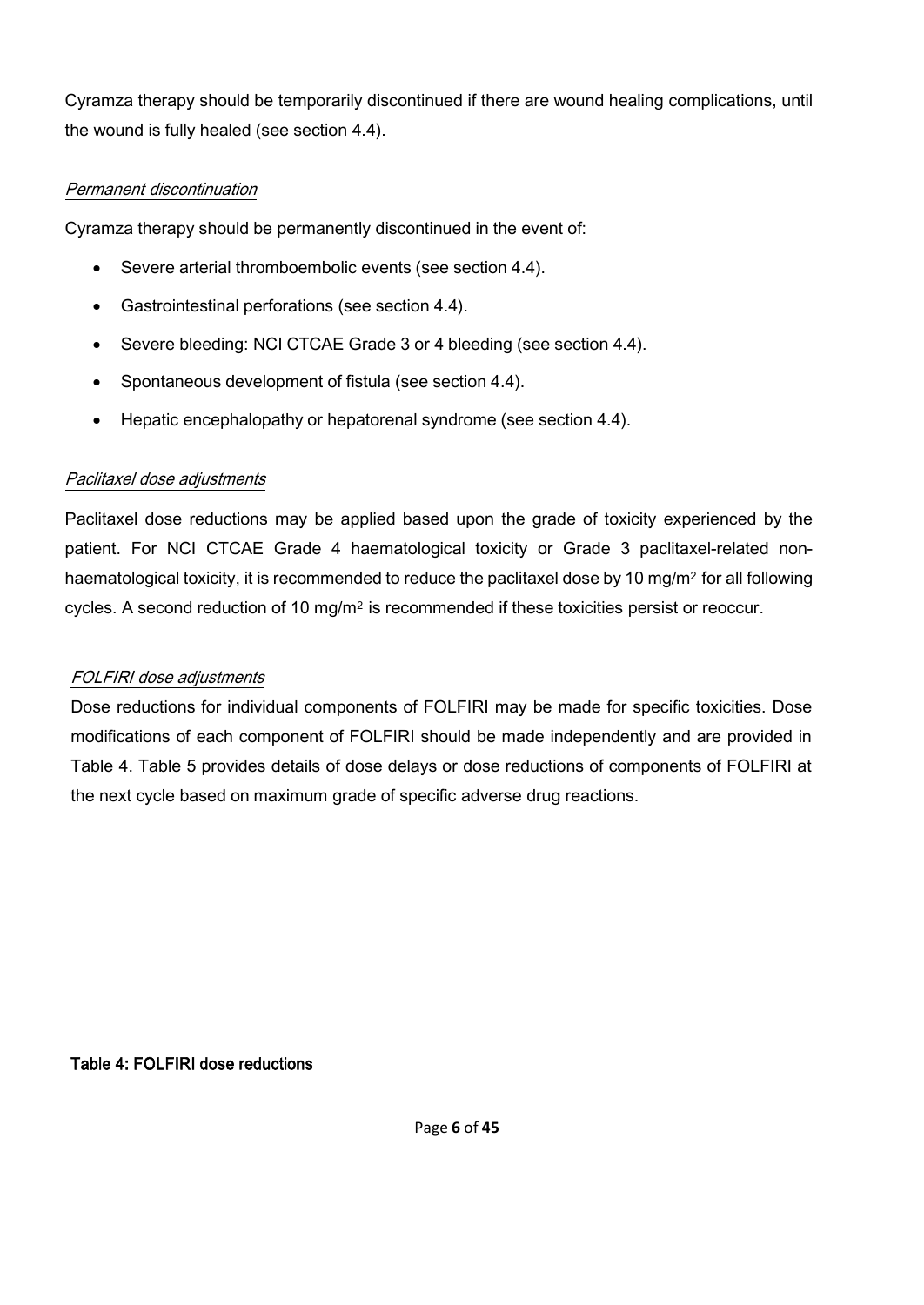Cyramza therapy should be temporarily discontinued if there are wound healing complications, until the wound is fully healed (see section 4.4).

*Permanent discontinuation*

Cyramza therapy should be permanently discontinued in the event of:

- Severe arterial thromboembolic events (see section 4.4).
- Gastrointestinal perforations (see section 4.4).
- Severe bleeding: NCI CTCAE Grade 3 or 4 bleeding (see section 4.4).
- Spontaneous development of fistula (see section 4.4).
- Hepatic encephalopathy or hepatorenal syndrome (see section 4.4).

*Paclitaxel dose adjustments*

Paclitaxel dose reductions may be applied based upon the grade of toxicity experienced by the patient. For NCI CTCAE Grade 4 haematological toxicity or Grade 3 paclitaxel-related non-haematological toxicity, it is recommended to reduce the paclitaxel dose by 10 mg/m$^2$ for all following cycles. A second reduction of 10 mg/m$^2$ is recommended if these toxicities persist or reoccur.

*FOLFIRI dose adjustments*

Dose reductions for individual components of FOLFIRI may be made for specific toxicities. Dose modifications of each component of FOLFIRI should be made independently and are provided in Table 4. Table 5 provides details of dose delays or dose reductions of components of FOLFIRI at the next cycle based on maximum grade of specific adverse drug reactions.

**Table 4: FOLFIRI dose reductions**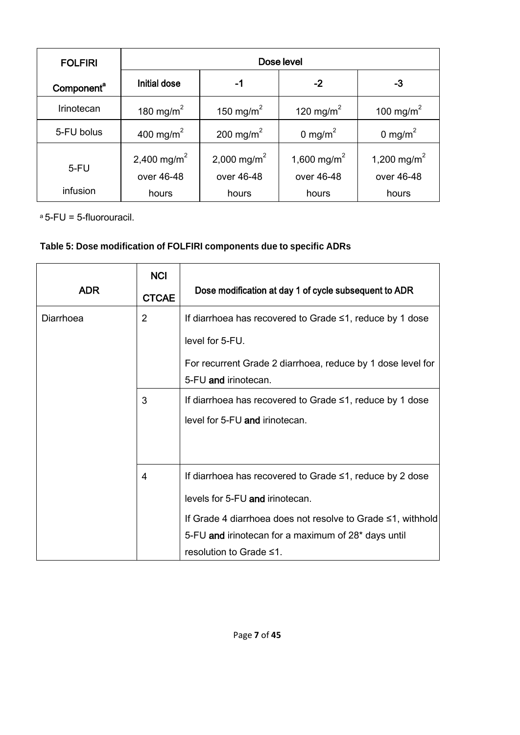| FOLFIRI Component[a] | Dose level | | | |
|---|---|---|---|---|
| | Initial dose | -1 | -2 | -3 |
| Irinotecan | 180 mg/m$^2$ | 150 mg/m$^2$ | 120 mg/m$^2$ | 100 mg/m$^2$ |
| 5-FU bolus | 400 mg/m$^2$ | 200 mg/m$^2$ | 0 mg/m$^2$ | 0 mg/m$^2$ |
| 5-FU infusion | 2,400 mg/m$^2$ over 46-48 hours | 2,000 mg/m$^2$ over 46-48 hours | 1,600 mg/m$^2$ over 46-48 hours | 1,200 mg/m$^2$ over 46-48 hours |

[a] 5-FU = 5-fluorouracil.

**Table 5: Dose modification of FOLFIRI components due to specific ADRs**

| ADR | NCI CTCAE | Dose modification at day 1 of cycle subsequent to ADR |
|---|---|---|
| Diarrhoea | 2 | If diarrhoea has recovered to Grade ≤1, reduce by 1 dose level for 5-FU. For recurrent Grade 2 diarrhoea, reduce by 1 dose level for 5-FU **and** irinotecan. |
| | 3 | If diarrhoea has recovered to Grade ≤1, reduce by 1 dose level for 5-FU **and** irinotecan. |
| | 4 | If diarrhoea has recovered to Grade ≤1, reduce by 2 dose levels for 5-FU **and** irinotecan. If Grade 4 diarrhoea does not resolve to Grade ≤1, withhold 5-FU **and** irinotecan for a maximum of 28* days until resolution to Grade ≤1. |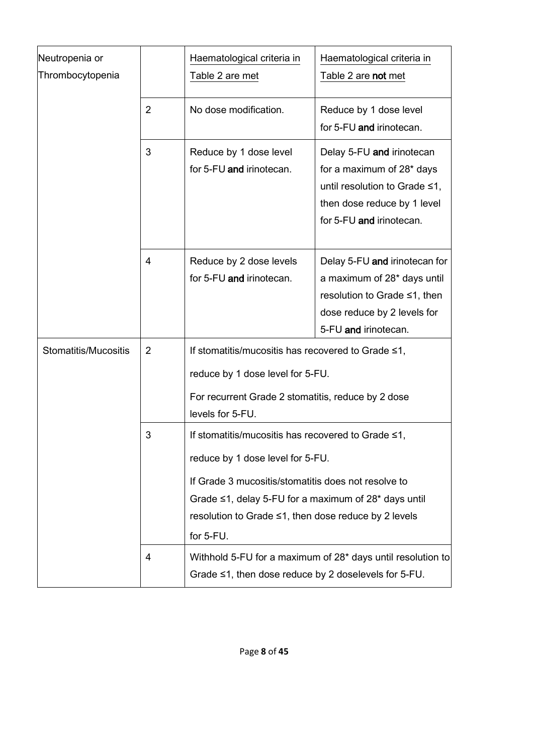| Neutropenia or Thrombocytopenia | | Haematological criteria in Table 2 are met | Haematological criteria in Table 2 are **not** met |
|---|---|---|---|
| | 2 | No dose modification. | Reduce by 1 dose level for 5-FU **and** irinotecan. |
| | 3 | Reduce by 1 dose level for 5-FU **and** irinotecan. | Delay 5-FU **and** irinotecan for a maximum of 28* days until resolution to Grade ≤1, then dose reduce by 1 level for 5-FU **and** irinotecan. |
| | 4 | Reduce by 2 dose levels for 5-FU **and** irinotecan. | Delay 5-FU **and** irinotecan for a maximum of 28* days until resolution to Grade ≤1, then dose reduce by 2 levels for 5-FU **and** irinotecan. |
| Stomatitis/Mucositis | 2 | If stomatitis/mucositis has recovered to Grade ≤1, reduce by 1 dose level for 5-FU. For recurrent Grade 2 stomatitis, reduce by 2 dose levels for 5-FU. | |
| | 3 | If stomatitis/mucositis has recovered to Grade ≤1, reduce by 1 dose level for 5-FU. If Grade 3 mucositis/stomatitis does not resolve to Grade ≤1, delay 5-FU for a maximum of 28* days until resolution to Grade ≤1, then dose reduce by 2 levels for 5-FU. | |
| | 4 | Withhold 5-FU for a maximum of 28* days until resolution to Grade ≤1, then dose reduce by 2 doselevels for 5-FU. | |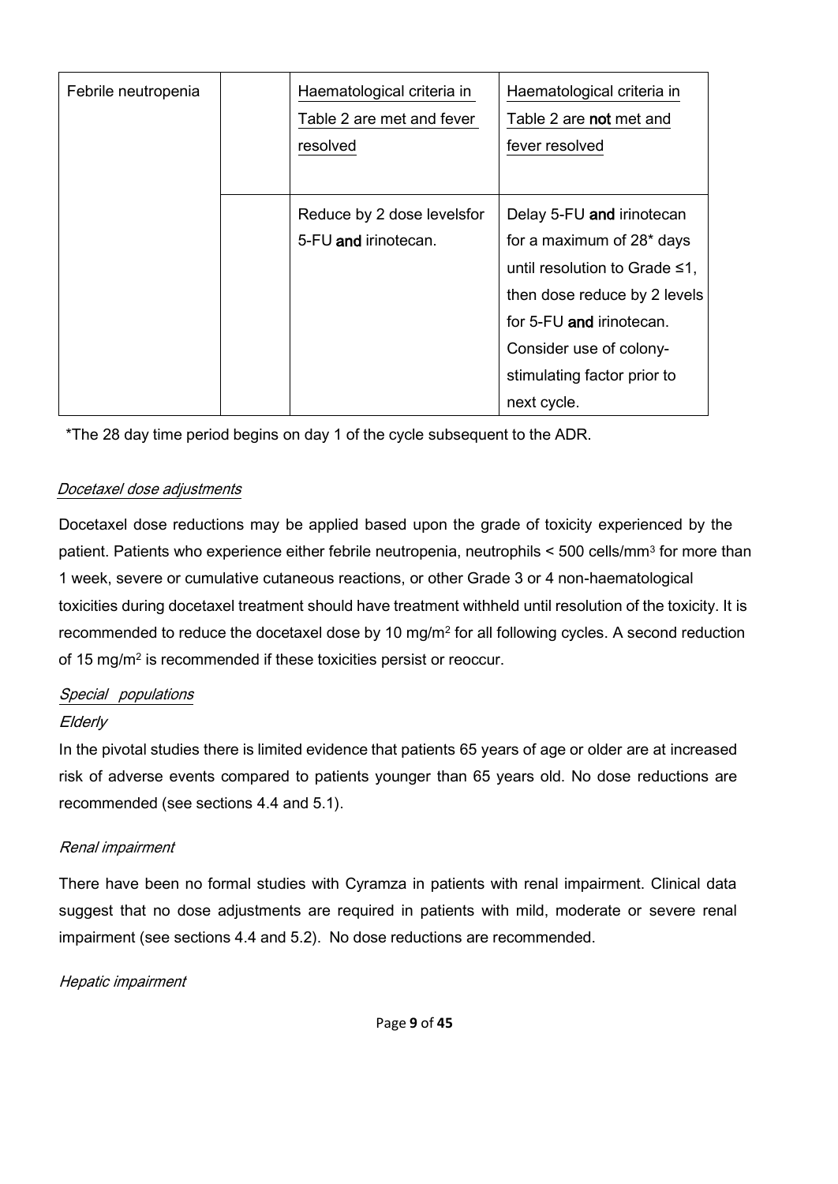| Febrile neutropenia | | Haematological criteria in Table 2 are met and fever resolved | Haematological criteria in Table 2 are **not** met and fever resolved |
|---|---|---|---|
| | | Reduce by 2 dose levelsfor 5-FU **and** irinotecan. | Delay 5-FU **and** irinotecan for a maximum of 28* days until resolution to Grade ≤1, then dose reduce by 2 levels for 5-FU **and** irinotecan. Consider use of colony-stimulating factor prior to next cycle. |

*The 28 day time period begins on day 1 of the cycle subsequent to the ADR.

*Docetaxel dose adjustments*

Docetaxel dose reductions may be applied based upon the grade of toxicity experienced by the patient. Patients who experience either febrile neutropenia, neutrophils < 500 cells/mm$^3$ for more than 1 week, severe or cumulative cutaneous reactions, or other Grade 3 or 4 non-haematological toxicities during docetaxel treatment should have treatment withheld until resolution of the toxicity. It is recommended to reduce the docetaxel dose by 10 mg/m$^2$ for all following cycles. A second reduction of 15 mg/m$^2$ is recommended if these toxicities persist or reoccur.

*Special populations*

*Elderly*

In the pivotal studies there is limited evidence that patients 65 years of age or older are at increased risk of adverse events compared to patients younger than 65 years old. No dose reductions are recommended (see sections 4.4 and 5.1).

*Renal impairment*

There have been no formal studies with Cyramza in patients with renal impairment. Clinical data suggest that no dose adjustments are required in patients with mild, moderate or severe renal impairment (see sections 4.4 and 5.2). No dose reductions are recommended.

*Hepatic impairment*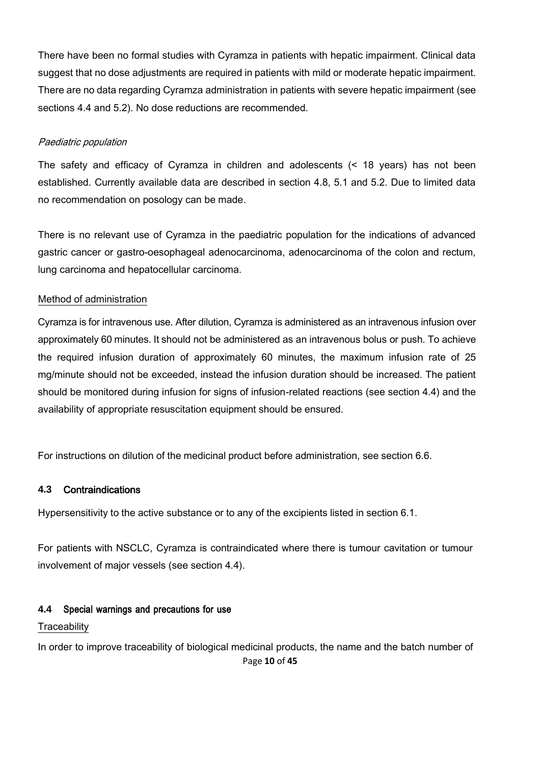There have been no formal studies with Cyramza in patients with hepatic impairment. Clinical data suggest that no dose adjustments are required in patients with mild or moderate hepatic impairment. There are no data regarding Cyramza administration in patients with severe hepatic impairment (see sections 4.4 and 5.2). No dose reductions are recommended.

*Paediatric population*

The safety and efficacy of Cyramza in children and adolescents (< 18 years) has not been established. Currently available data are described in section 4.8, 5.1 and 5.2. Due to limited data no recommendation on posology can be made.

There is no relevant use of Cyramza in the paediatric population for the indications of advanced gastric cancer or gastro-oesophageal adenocarcinoma, adenocarcinoma of the colon and rectum, lung carcinoma and hepatocellular carcinoma.

<u>Method of administration</u>

Cyramza is for intravenous use. After dilution, Cyramza is administered as an intravenous infusion over approximately 60 minutes. It should not be administered as an intravenous bolus or push. To achieve the required infusion duration of approximately 60 minutes, the maximum infusion rate of 25 mg/minute should not be exceeded, instead the infusion duration should be increased. The patient should be monitored during infusion for signs of infusion-related reactions (see section 4.4) and the availability of appropriate resuscitation equipment should be ensured.

For instructions on dilution of the medicinal product before administration, see section 6.6.

## 4.3 Contraindications

Hypersensitivity to the active substance or to any of the excipients listed in section 6.1.

For patients with NSCLC, Cyramza is contraindicated where there is tumour cavitation or tumour involvement of major vessels (see section 4.4).

## 4.4 Special warnings and precautions for use

<u>Traceability</u>

In order to improve traceability of biological medicinal products, the name and the batch number of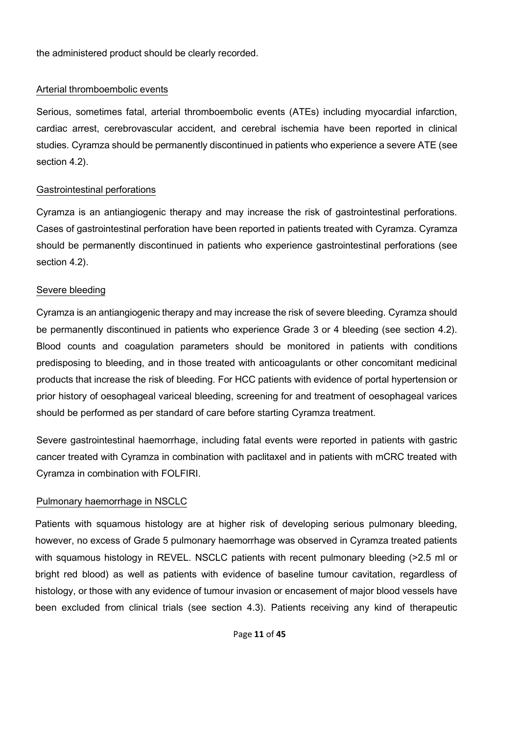the administered product should be clearly recorded.

Arterial thromboembolic events

Serious, sometimes fatal, arterial thromboembolic events (ATEs) including myocardial infarction, cardiac arrest, cerebrovascular accident, and cerebral ischemia have been reported in clinical studies. Cyramza should be permanently discontinued in patients who experience a severe ATE (see section 4.2).

Gastrointestinal perforations

Cyramza is an antiangiogenic therapy and may increase the risk of gastrointestinal perforations. Cases of gastrointestinal perforation have been reported in patients treated with Cyramza. Cyramza should be permanently discontinued in patients who experience gastrointestinal perforations (see section 4.2).

Severe bleeding

Cyramza is an antiangiogenic therapy and may increase the risk of severe bleeding. Cyramza should be permanently discontinued in patients who experience Grade 3 or 4 bleeding (see section 4.2). Blood counts and coagulation parameters should be monitored in patients with conditions predisposing to bleeding, and in those treated with anticoagulants or other concomitant medicinal products that increase the risk of bleeding. For HCC patients with evidence of portal hypertension or prior history of oesophageal variceal bleeding, screening for and treatment of oesophageal varices should be performed as per standard of care before starting Cyramza treatment.

Severe gastrointestinal haemorrhage, including fatal events were reported in patients with gastric cancer treated with Cyramza in combination with paclitaxel and in patients with mCRC treated with Cyramza in combination with FOLFIRI.

Pulmonary haemorrhage in NSCLC

Patients with squamous histology are at higher risk of developing serious pulmonary bleeding, however, no excess of Grade 5 pulmonary haemorrhage was observed in Cyramza treated patients with squamous histology in REVEL. NSCLC patients with recent pulmonary bleeding (>2.5 ml or bright red blood) as well as patients with evidence of baseline tumour cavitation, regardless of histology, or those with any evidence of tumour invasion or encasement of major blood vessels have been excluded from clinical trials (see section 4.3). Patients receiving any kind of therapeutic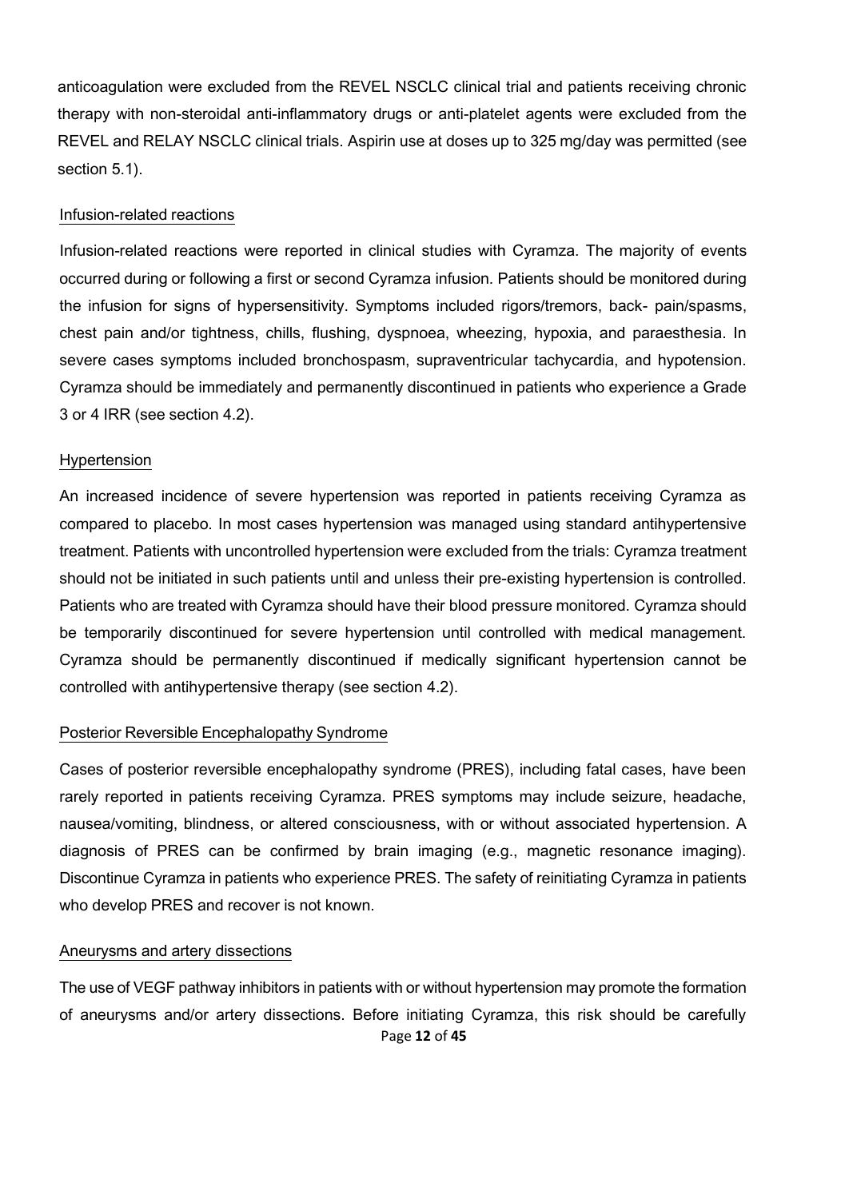anticoagulation were excluded from the REVEL NSCLC clinical trial and patients receiving chronic therapy with non-steroidal anti-inflammatory drugs or anti-platelet agents were excluded from the REVEL and RELAY NSCLC clinical trials. Aspirin use at doses up to 325 mg/day was permitted (see section 5.1).

Infusion-related reactions

Infusion-related reactions were reported in clinical studies with Cyramza. The majority of events occurred during or following a first or second Cyramza infusion. Patients should be monitored during the infusion for signs of hypersensitivity. Symptoms included rigors/tremors, back- pain/spasms, chest pain and/or tightness, chills, flushing, dyspnoea, wheezing, hypoxia, and paraesthesia. In severe cases symptoms included bronchospasm, supraventricular tachycardia, and hypotension. Cyramza should be immediately and permanently discontinued in patients who experience a Grade 3 or 4 IRR (see section 4.2).

Hypertension

An increased incidence of severe hypertension was reported in patients receiving Cyramza as compared to placebo. In most cases hypertension was managed using standard antihypertensive treatment. Patients with uncontrolled hypertension were excluded from the trials: Cyramza treatment should not be initiated in such patients until and unless their pre-existing hypertension is controlled. Patients who are treated with Cyramza should have their blood pressure monitored. Cyramza should be temporarily discontinued for severe hypertension until controlled with medical management. Cyramza should be permanently discontinued if medically significant hypertension cannot be controlled with antihypertensive therapy (see section 4.2).

Posterior Reversible Encephalopathy Syndrome

Cases of posterior reversible encephalopathy syndrome (PRES), including fatal cases, have been rarely reported in patients receiving Cyramza. PRES symptoms may include seizure, headache, nausea/vomiting, blindness, or altered consciousness, with or without associated hypertension. A diagnosis of PRES can be confirmed by brain imaging (e.g., magnetic resonance imaging). Discontinue Cyramza in patients who experience PRES. The safety of reinitiating Cyramza in patients who develop PRES and recover is not known.

Aneurysms and artery dissections

The use of VEGF pathway inhibitors in patients with or without hypertension may promote the formation of aneurysms and/or artery dissections. Before initiating Cyramza, this risk should be carefully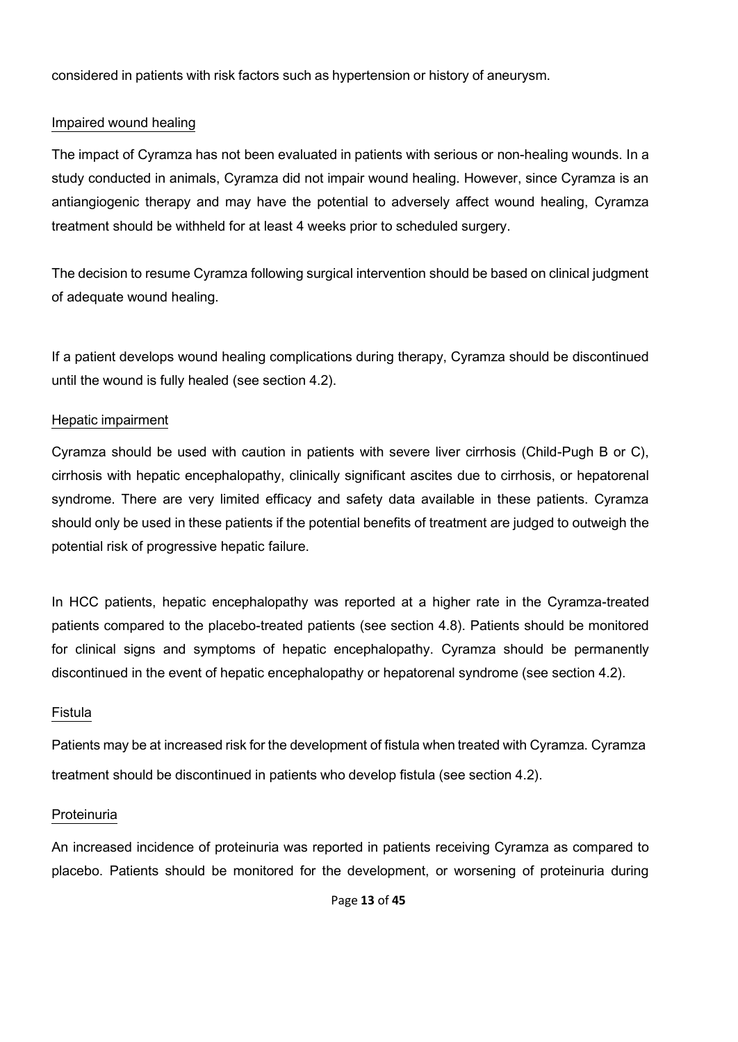considered in patients with risk factors such as hypertension or history of aneurysm.

### Impaired wound healing

The impact of Cyramza has not been evaluated in patients with serious or non-healing wounds. In a study conducted in animals, Cyramza did not impair wound healing. However, since Cyramza is an antiangiogenic therapy and may have the potential to adversely affect wound healing, Cyramza treatment should be withheld for at least 4 weeks prior to scheduled surgery.

The decision to resume Cyramza following surgical intervention should be based on clinical judgment of adequate wound healing.

If a patient develops wound healing complications during therapy, Cyramza should be discontinued until the wound is fully healed (see section 4.2).

### Hepatic impairment

Cyramza should be used with caution in patients with severe liver cirrhosis (Child-Pugh B or C), cirrhosis with hepatic encephalopathy, clinically significant ascites due to cirrhosis, or hepatorenal syndrome. There are very limited efficacy and safety data available in these patients. Cyramza should only be used in these patients if the potential benefits of treatment are judged to outweigh the potential risk of progressive hepatic failure.

In HCC patients, hepatic encephalopathy was reported at a higher rate in the Cyramza-treated patients compared to the placebo-treated patients (see section 4.8). Patients should be monitored for clinical signs and symptoms of hepatic encephalopathy. Cyramza should be permanently discontinued in the event of hepatic encephalopathy or hepatorenal syndrome (see section 4.2).

### Fistula

Patients may be at increased risk for the development of fistula when treated with Cyramza. Cyramza treatment should be discontinued in patients who develop fistula (see section 4.2).

### Proteinuria

An increased incidence of proteinuria was reported in patients receiving Cyramza as compared to placebo. Patients should be monitored for the development, or worsening of proteinuria during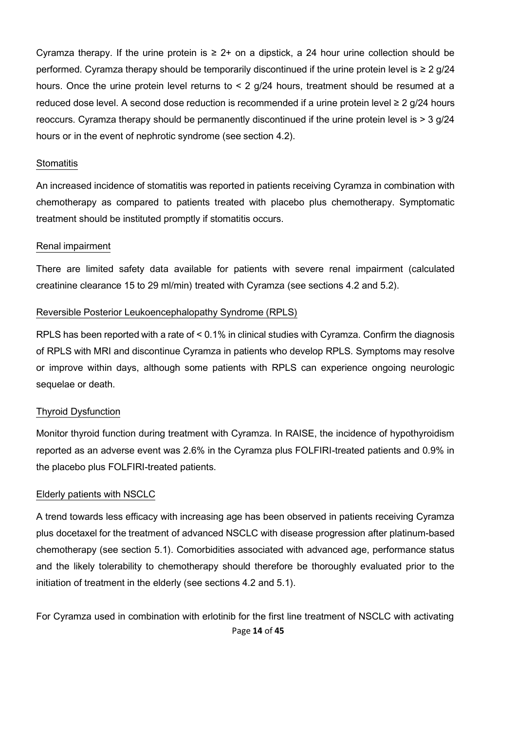Cyramza therapy. If the urine protein is ≥ 2+ on a dipstick, a 24 hour urine collection should be performed. Cyramza therapy should be temporarily discontinued if the urine protein level is ≥ 2 g/24 hours. Once the urine protein level returns to < 2 g/24 hours, treatment should be resumed at a reduced dose level. A second dose reduction is recommended if a urine protein level ≥ 2 g/24 hours reoccurs. Cyramza therapy should be permanently discontinued if the urine protein level is > 3 g/24 hours or in the event of nephrotic syndrome (see section 4.2).

Stomatitis

An increased incidence of stomatitis was reported in patients receiving Cyramza in combination with chemotherapy as compared to patients treated with placebo plus chemotherapy. Symptomatic treatment should be instituted promptly if stomatitis occurs.

Renal impairment

There are limited safety data available for patients with severe renal impairment (calculated creatinine clearance 15 to 29 ml/min) treated with Cyramza (see sections 4.2 and 5.2).

Reversible Posterior Leukoencephalopathy Syndrome (RPLS)

RPLS has been reported with a rate of < 0.1% in clinical studies with Cyramza. Confirm the diagnosis of RPLS with MRI and discontinue Cyramza in patients who develop RPLS. Symptoms may resolve or improve within days, although some patients with RPLS can experience ongoing neurologic sequelae or death.

Thyroid Dysfunction

Monitor thyroid function during treatment with Cyramza. In RAISE, the incidence of hypothyroidism reported as an adverse event was 2.6% in the Cyramza plus FOLFIRI-treated patients and 0.9% in the placebo plus FOLFIRI-treated patients.

Elderly patients with NSCLC

A trend towards less efficacy with increasing age has been observed in patients receiving Cyramza plus docetaxel for the treatment of advanced NSCLC with disease progression after platinum-based chemotherapy (see section 5.1). Comorbidities associated with advanced age, performance status and the likely tolerability to chemotherapy should therefore be thoroughly evaluated prior to the initiation of treatment in the elderly (see sections 4.2 and 5.1).

For Cyramza used in combination with erlotinib for the first line treatment of NSCLC with activating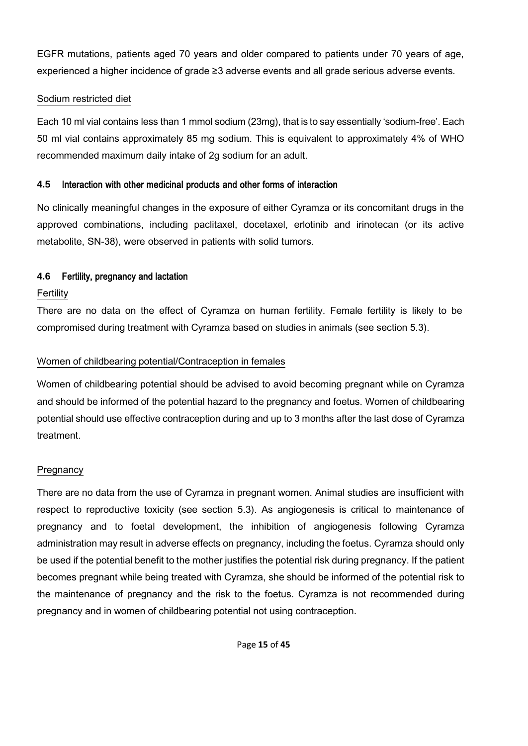EGFR mutations, patients aged 70 years and older compared to patients under 70 years of age, experienced a higher incidence of grade ≥3 adverse events and all grade serious adverse events.

Sodium restricted diet

Each 10 ml vial contains less than 1 mmol sodium (23mg), that is to say essentially 'sodium-free'. Each 50 ml vial contains approximately 85 mg sodium. This is equivalent to approximately 4% of WHO recommended maximum daily intake of 2g sodium for an adult.

### 4.5 Interaction with other medicinal products and other forms of interaction

No clinically meaningful changes in the exposure of either Cyramza or its concomitant drugs in the approved combinations, including paclitaxel, docetaxel, erlotinib and irinotecan (or its active metabolite, SN-38), were observed in patients with solid tumors.

### 4.6 Fertility, pregnancy and lactation

Fertility

There are no data on the effect of Cyramza on human fertility. Female fertility is likely to be compromised during treatment with Cyramza based on studies in animals (see section 5.3).

Women of childbearing potential/Contraception in females

Women of childbearing potential should be advised to avoid becoming pregnant while on Cyramza and should be informed of the potential hazard to the pregnancy and foetus. Women of childbearing potential should use effective contraception during and up to 3 months after the last dose of Cyramza treatment.

Pregnancy

There are no data from the use of Cyramza in pregnant women. Animal studies are insufficient with respect to reproductive toxicity (see section 5.3). As angiogenesis is critical to maintenance of pregnancy and to foetal development, the inhibition of angiogenesis following Cyramza administration may result in adverse effects on pregnancy, including the foetus. Cyramza should only be used if the potential benefit to the mother justifies the potential risk during pregnancy. If the patient becomes pregnant while being treated with Cyramza, she should be informed of the potential risk to the maintenance of pregnancy and the risk to the foetus. Cyramza is not recommended during pregnancy and in women of childbearing potential not using contraception.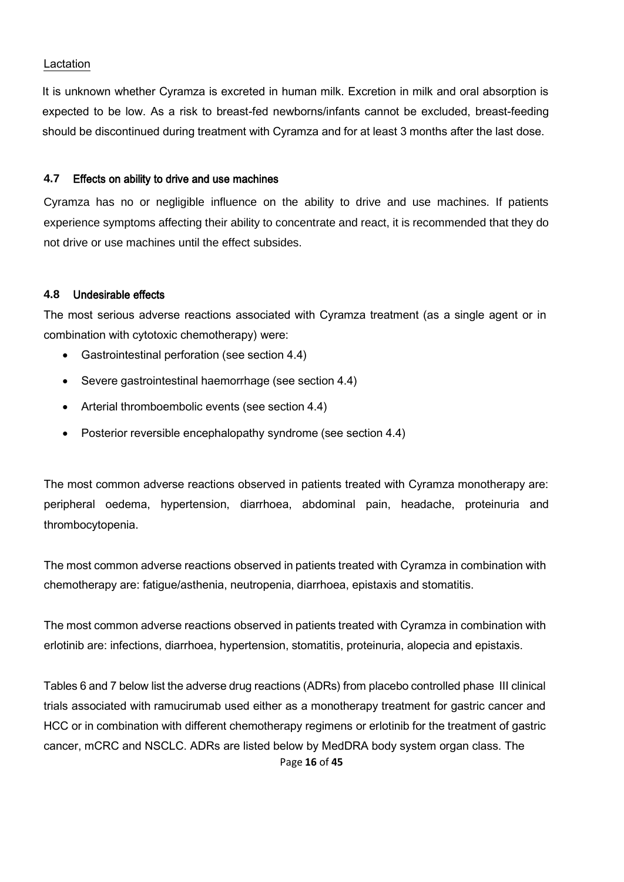Lactation

It is unknown whether Cyramza is excreted in human milk. Excretion in milk and oral absorption is expected to be low. As a risk to breast-fed newborns/infants cannot be excluded, breast-feeding should be discontinued during treatment with Cyramza and for at least 3 months after the last dose.

### 4.7 Effects on ability to drive and use machines

Cyramza has no or negligible influence on the ability to drive and use machines. If patients experience symptoms affecting their ability to concentrate and react, it is recommended that they do not drive or use machines until the effect subsides.

### 4.8 Undesirable effects

The most serious adverse reactions associated with Cyramza treatment (as a single agent or in combination with cytotoxic chemotherapy) were:

- Gastrointestinal perforation (see section 4.4)
- Severe gastrointestinal haemorrhage (see section 4.4)
- Arterial thromboembolic events (see section 4.4)
- Posterior reversible encephalopathy syndrome (see section 4.4)

The most common adverse reactions observed in patients treated with Cyramza monotherapy are: peripheral oedema, hypertension, diarrhoea, abdominal pain, headache, proteinuria and thrombocytopenia.

The most common adverse reactions observed in patients treated with Cyramza in combination with chemotherapy are: fatigue/asthenia, neutropenia, diarrhoea, epistaxis and stomatitis.

The most common adverse reactions observed in patients treated with Cyramza in combination with erlotinib are: infections, diarrhoea, hypertension, stomatitis, proteinuria, alopecia and epistaxis.

Tables 6 and 7 below list the adverse drug reactions (ADRs) from placebo controlled phase III clinical trials associated with ramucirumab used either as a monotherapy treatment for gastric cancer and HCC or in combination with different chemotherapy regimens or erlotinib for the treatment of gastric cancer, mCRC and NSCLC. ADRs are listed below by MedDRA body system organ class. The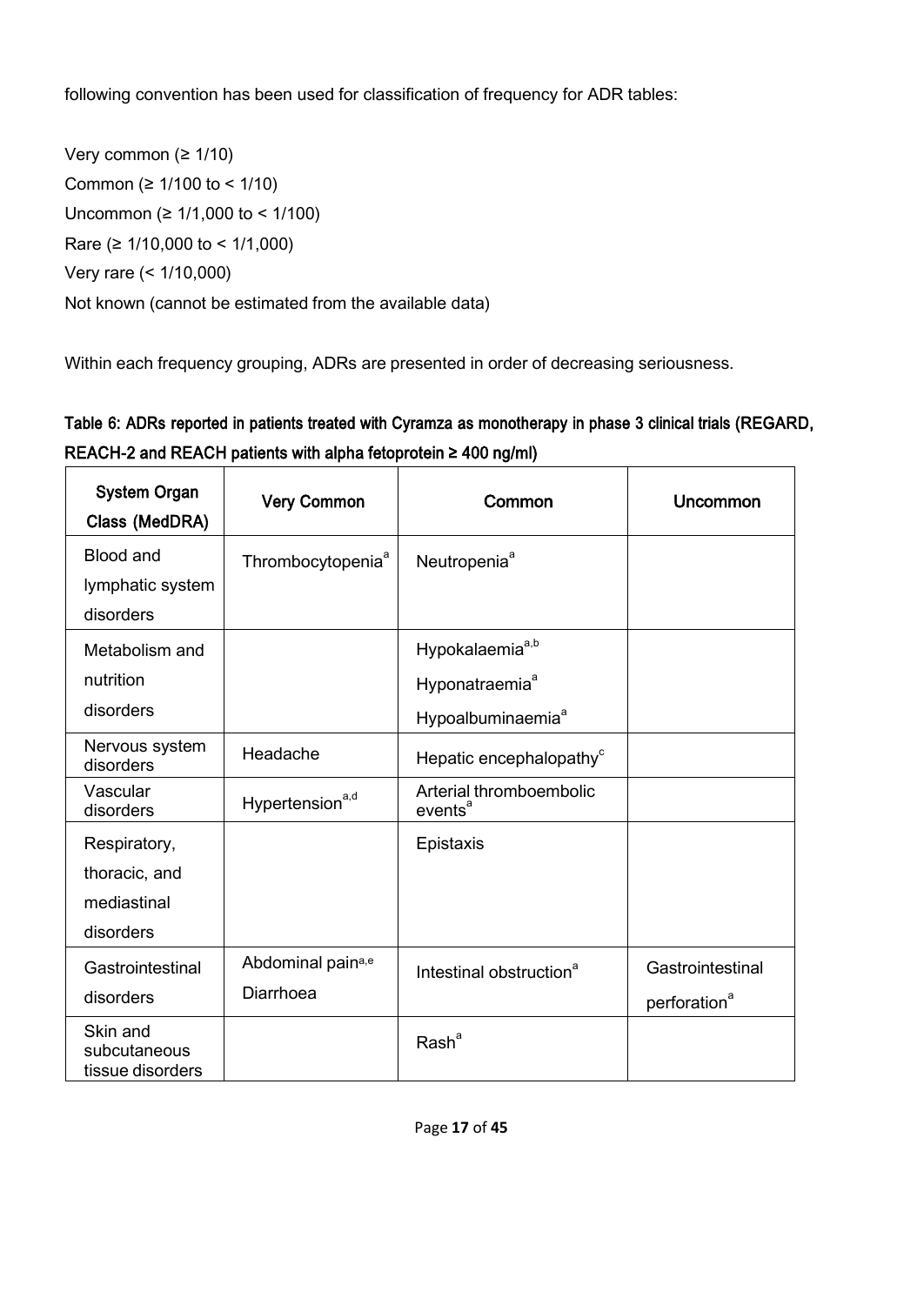following convention has been used for classification of frequency for ADR tables:

Very common (≥ 1/10)
Common (≥ 1/100 to < 1/10)
Uncommon (≥ 1/1,000 to < 1/100)
Rare (≥ 1/10,000 to < 1/1,000)
Very rare (< 1/10,000)
Not known (cannot be estimated from the available data)

Within each frequency grouping, ADRs are presented in order of decreasing seriousness.

**Table 6: ADRs reported in patients treated with Cyramza as monotherapy in phase 3 clinical trials (REGARD, REACH-2 and REACH patients with alpha fetoprotein ≥ 400 ng/ml)**

| System Organ Class (MedDRA) | Very Common | Common | Uncommon |
|---|---|---|---|
| Blood and lymphatic system disorders | Thrombocytopenia[a] | Neutropenia[a] | |
| Metabolism and nutrition disorders | | Hypokalaemia[a,b]<br>Hyponatraemia[a]<br>Hypoalbuminaemia[a] | |
| Nervous system disorders | Headache | Hepatic encephalopathy[c] | |
| Vascular disorders | Hypertension[a,d] | Arterial thromboembolic events[a] | |
| Respiratory, thoracic, and mediastinal disorders | | Epistaxis | |
| Gastrointestinal disorders | Abdominal pain[a,e]<br>Diarrhoea | Intestinal obstruction[a] | Gastrointestinal perforation[a] |
| Skin and subcutaneous tissue disorders | | Rash[a] | |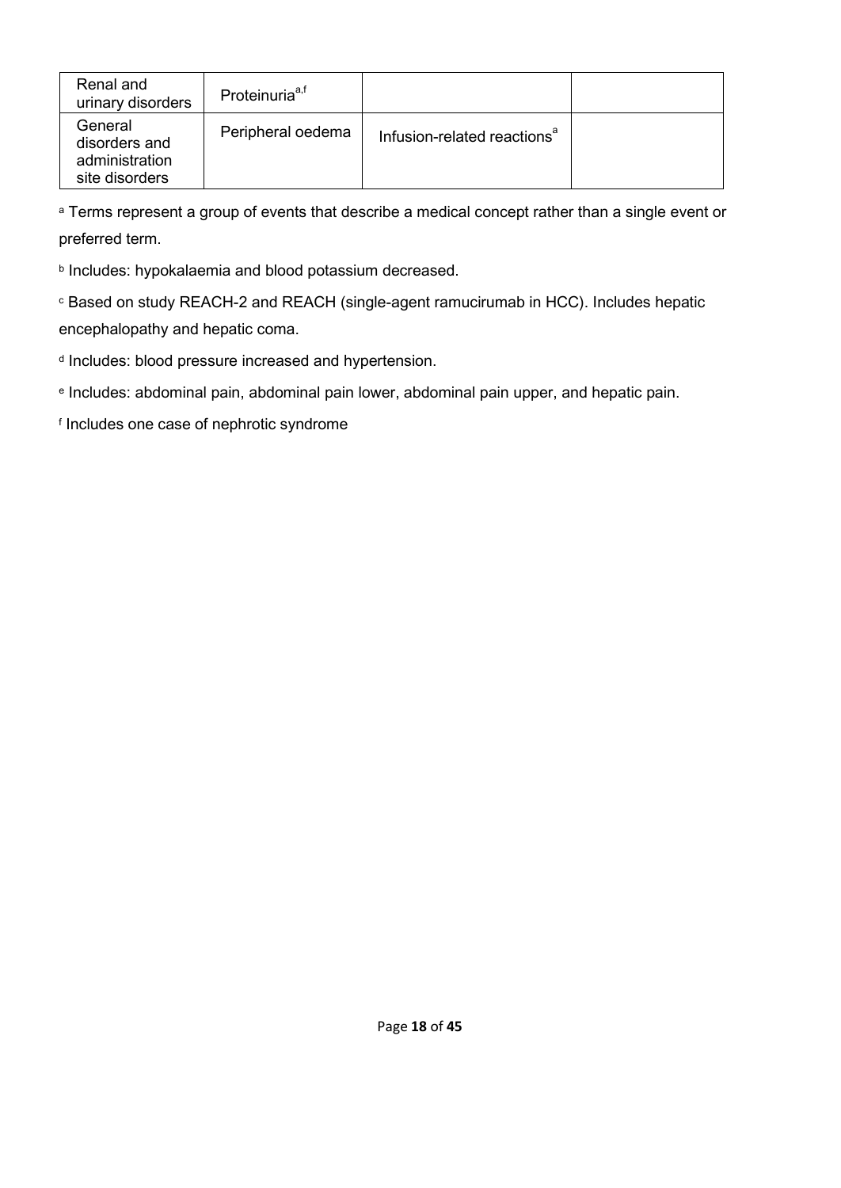| | | | |
|---|---|---|---|
| Renal and urinary disorders | Proteinuria[a,f] | | |
| General disorders and administration site disorders | Peripheral oedema | Infusion-related reactions[a] | |

[a] Terms represent a group of events that describe a medical concept rather than a single event or preferred term.

[b] Includes: hypokalaemia and blood potassium decreased.

[c] Based on study REACH-2 and REACH (single-agent ramucirumab in HCC). Includes hepatic encephalopathy and hepatic coma.

[d] Includes: blood pressure increased and hypertension.

[e] Includes: abdominal pain, abdominal pain lower, abdominal pain upper, and hepatic pain.

[f] Includes one case of nephrotic syndrome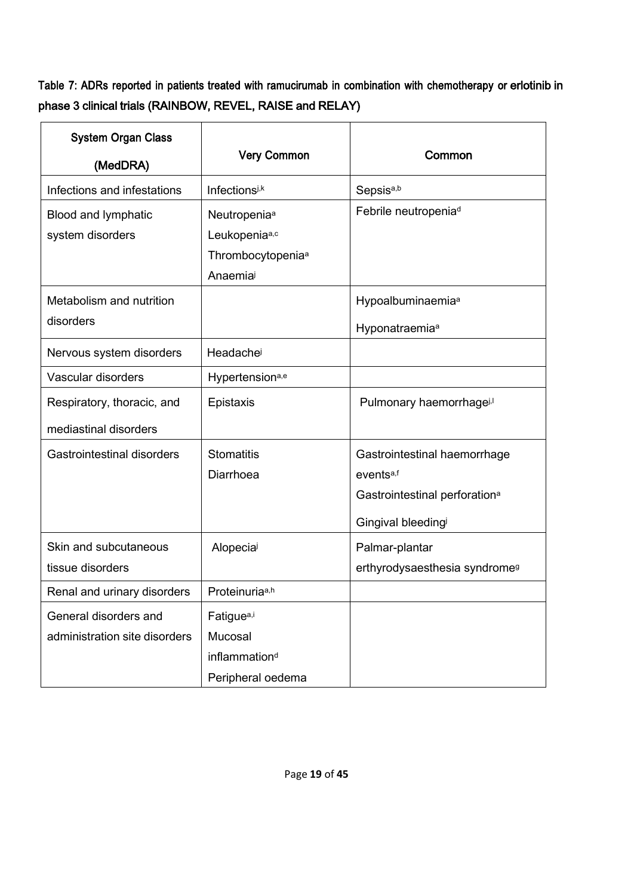**Table 7: ADRs reported in patients treated with ramucirumab in combination with chemotherapy or erlotinib in phase 3 clinical trials (RAINBOW, REVEL, RAISE and RELAY)**

| System Organ Class (MedDRA) | Very Common | Common |
|---|---|---|
| Infections and infestations | Infections[j,k] | Sepsis[a,b] |
| Blood and lymphatic system disorders | Neutropenia[a]<br>Leukopenia[a,c]<br>Thrombocytopenia[a]<br>Anaemia[j] | Febrile neutropenia[d] |
| Metabolism and nutrition disorders | | Hypoalbuminaemia[a]<br>Hyponatraemia[a] |
| Nervous system disorders | Headache[j] | |
| Vascular disorders | Hypertension[a,e] | |
| Respiratory, thoracic, and mediastinal disorders | Epistaxis | Pulmonary haemorrhage[j,l] |
| Gastrointestinal disorders | Stomatitis<br>Diarrhoea | Gastrointestinal haemorrhage events[a,f]<br>Gastrointestinal perforation[a]<br>Gingival bleeding[j] |
| Skin and subcutaneous tissue disorders | Alopecia[j] | Palmar-plantar erthyrodysaesthesia syndrome[g] |
| Renal and urinary disorders | Proteinuria[a,h] | |
| General disorders and administration site disorders | Fatigue[a,i]<br>Mucosal inflammation[d]<br>Peripheral oedema | |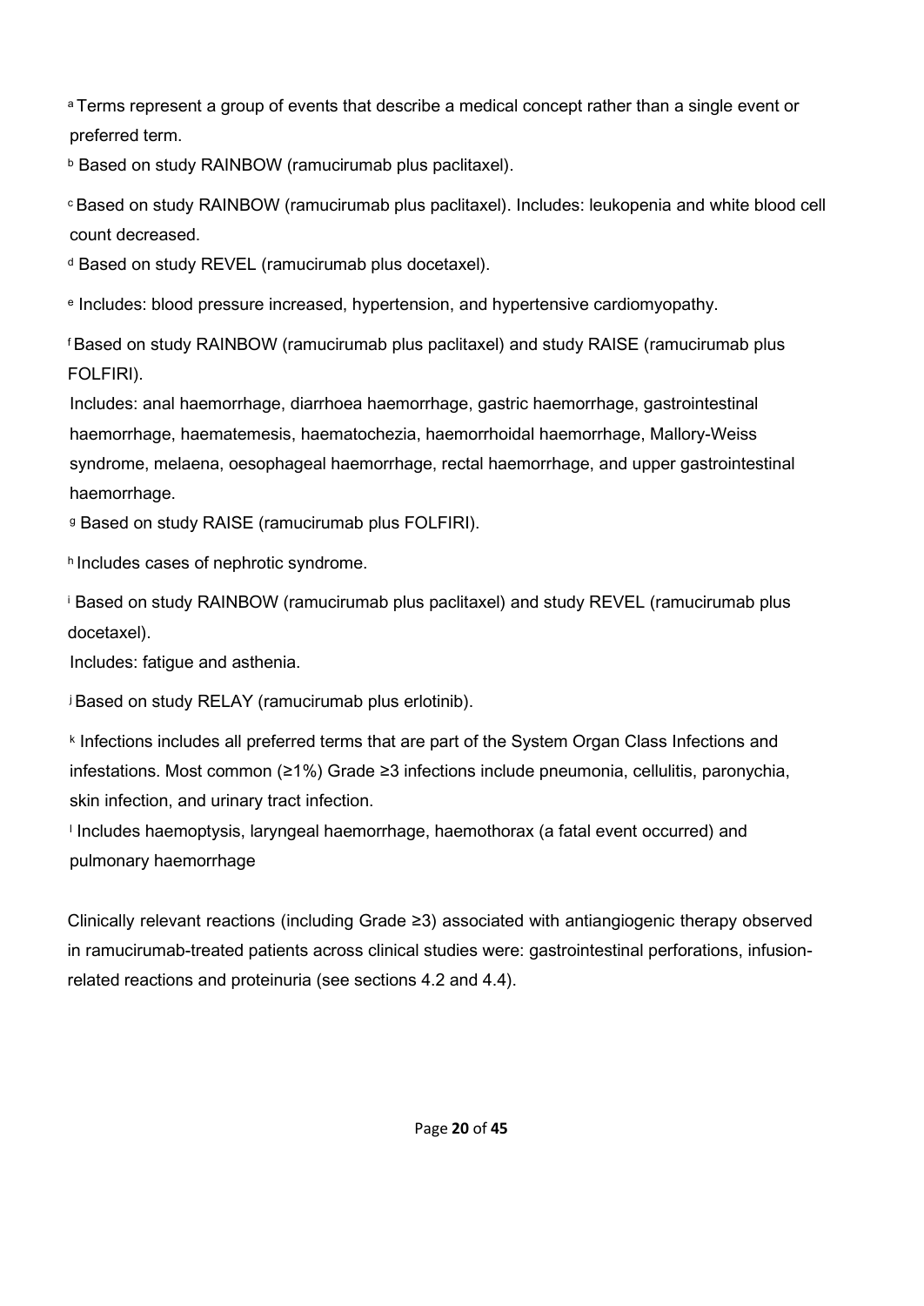[a] Terms represent a group of events that describe a medical concept rather than a single event or preferred term.

[b] Based on study RAINBOW (ramucirumab plus paclitaxel).

[c] Based on study RAINBOW (ramucirumab plus paclitaxel). Includes: leukopenia and white blood cell count decreased.

[d] Based on study REVEL (ramucirumab plus docetaxel).

[e] Includes: blood pressure increased, hypertension, and hypertensive cardiomyopathy.

[f] Based on study RAINBOW (ramucirumab plus paclitaxel) and study RAISE (ramucirumab plus FOLFIRI).
Includes: anal haemorrhage, diarrhoea haemorrhage, gastric haemorrhage, gastrointestinal haemorrhage, haematemesis, haematochezia, haemorrhoidal haemorrhage, Mallory-Weiss syndrome, melaena, oesophageal haemorrhage, rectal haemorrhage, and upper gastrointestinal haemorrhage.

[g] Based on study RAISE (ramucirumab plus FOLFIRI).

[h] Includes cases of nephrotic syndrome.

[i] Based on study RAINBOW (ramucirumab plus paclitaxel) and study REVEL (ramucirumab plus docetaxel).
Includes: fatigue and asthenia.

[j] Based on study RELAY (ramucirumab plus erlotinib).

[k] Infections includes all preferred terms that are part of the System Organ Class Infections and infestations. Most common (≥1%) Grade ≥3 infections include pneumonia, cellulitis, paronychia, skin infection, and urinary tract infection.

[l] Includes haemoptysis, laryngeal haemorrhage, haemothorax (a fatal event occurred) and pulmonary haemorrhage

Clinically relevant reactions (including Grade ≥3) associated with antiangiogenic therapy observed in ramucirumab-treated patients across clinical studies were: gastrointestinal perforations, infusion-related reactions and proteinuria (see sections 4.2 and 4.4).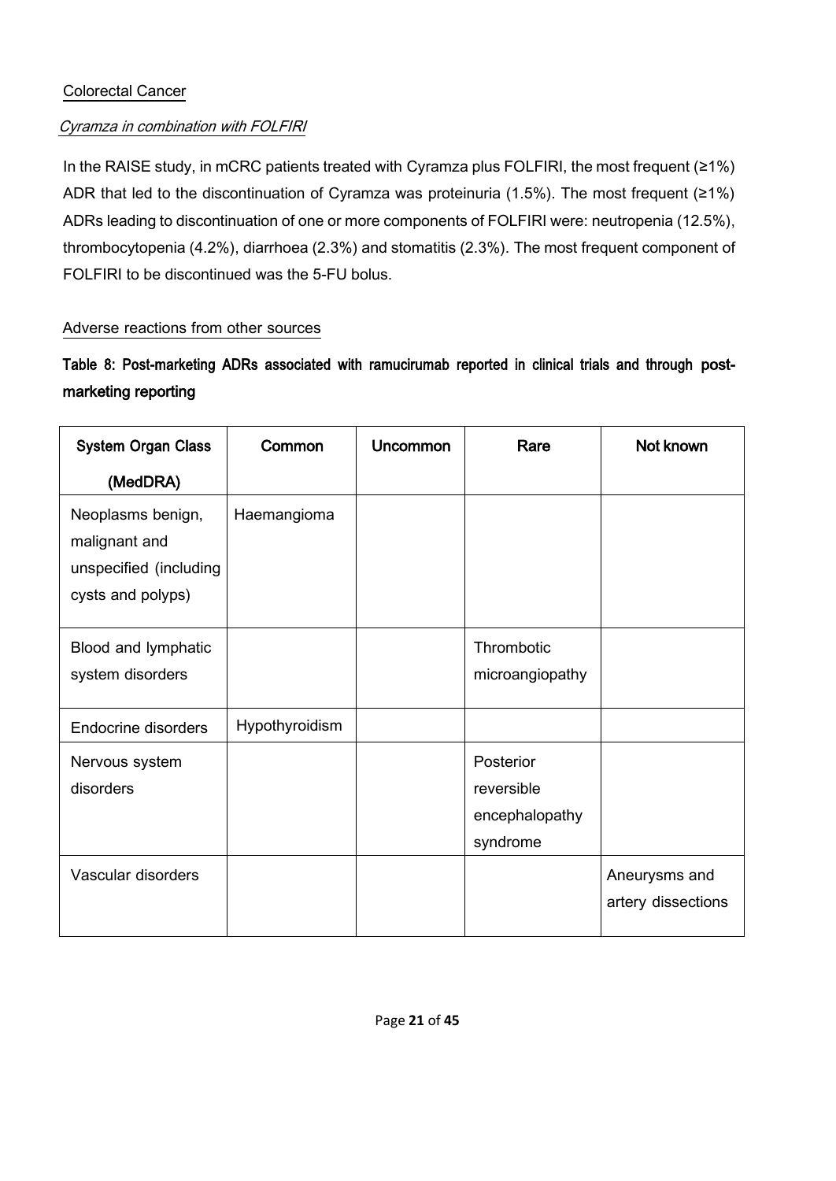### Colorectal Cancer

*Cyramza in combination with FOLFIRI*

In the RAISE study, in mCRC patients treated with Cyramza plus FOLFIRI, the most frequent (≥1%) ADR that led to the discontinuation of Cyramza was proteinuria (1.5%). The most frequent (≥1%) ADRs leading to discontinuation of one or more components of FOLFIRI were: neutropenia (12.5%), thrombocytopenia (4.2%), diarrhoea (2.3%) and stomatitis (2.3%). The most frequent component of FOLFIRI to be discontinued was the 5-FU bolus.

### Adverse reactions from other sources

**Table 8: Post-marketing ADRs associated with ramucirumab reported in clinical trials and through post-marketing reporting**

| System Organ Class (MedDRA) | Common | Uncommon | Rare | Not known |
|---|---|---|---|---|
| Neoplasms benign, malignant and unspecified (including cysts and polyps) | Haemangioma | | | |
| Blood and lymphatic system disorders | | | Thrombotic microangiopathy | |
| Endocrine disorders | Hypothyroidism | | | |
| Nervous system disorders | | | Posterior reversible encephalopathy syndrome | |
| Vascular disorders | | | | Aneurysms and artery dissections |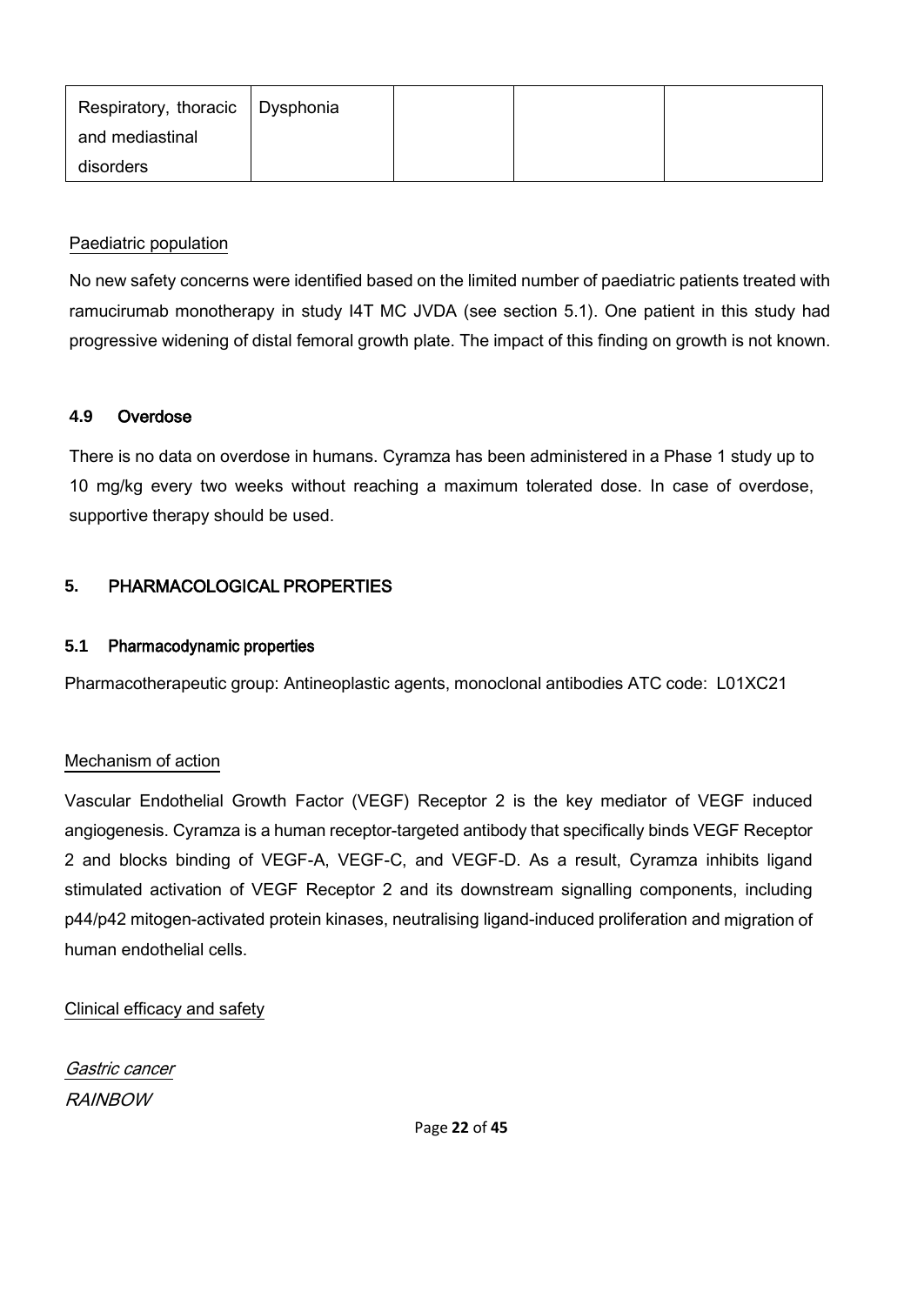| Respiratory, thoracic and mediastinal disorders | Dysphonia | | | |
|---|---|---|---|---|

Paediatric population

No new safety concerns were identified based on the limited number of paediatric patients treated with ramucirumab monotherapy in study I4T MC JVDA (see section 5.1). One patient in this study had progressive widening of distal femoral growth plate. The impact of this finding on growth is not known.

### 4.9 Overdose

There is no data on overdose in humans. Cyramza has been administered in a Phase 1 study up to 10 mg/kg every two weeks without reaching a maximum tolerated dose. In case of overdose, supportive therapy should be used.

## 5. PHARMACOLOGICAL PROPERTIES

### 5.1 Pharmacodynamic properties

Pharmacotherapeutic group: Antineoplastic agents, monoclonal antibodies ATC code: L01XC21

Mechanism of action

Vascular Endothelial Growth Factor (VEGF) Receptor 2 is the key mediator of VEGF induced angiogenesis. Cyramza is a human receptor-targeted antibody that specifically binds VEGF Receptor 2 and blocks binding of VEGF-A, VEGF-C, and VEGF-D. As a result, Cyramza inhibits ligand stimulated activation of VEGF Receptor 2 and its downstream signalling components, including p44/p42 mitogen-activated protein kinases, neutralising ligand-induced proliferation and migration of human endothelial cells.

Clinical efficacy and safety

*Gastric cancer*

*RAINBOW*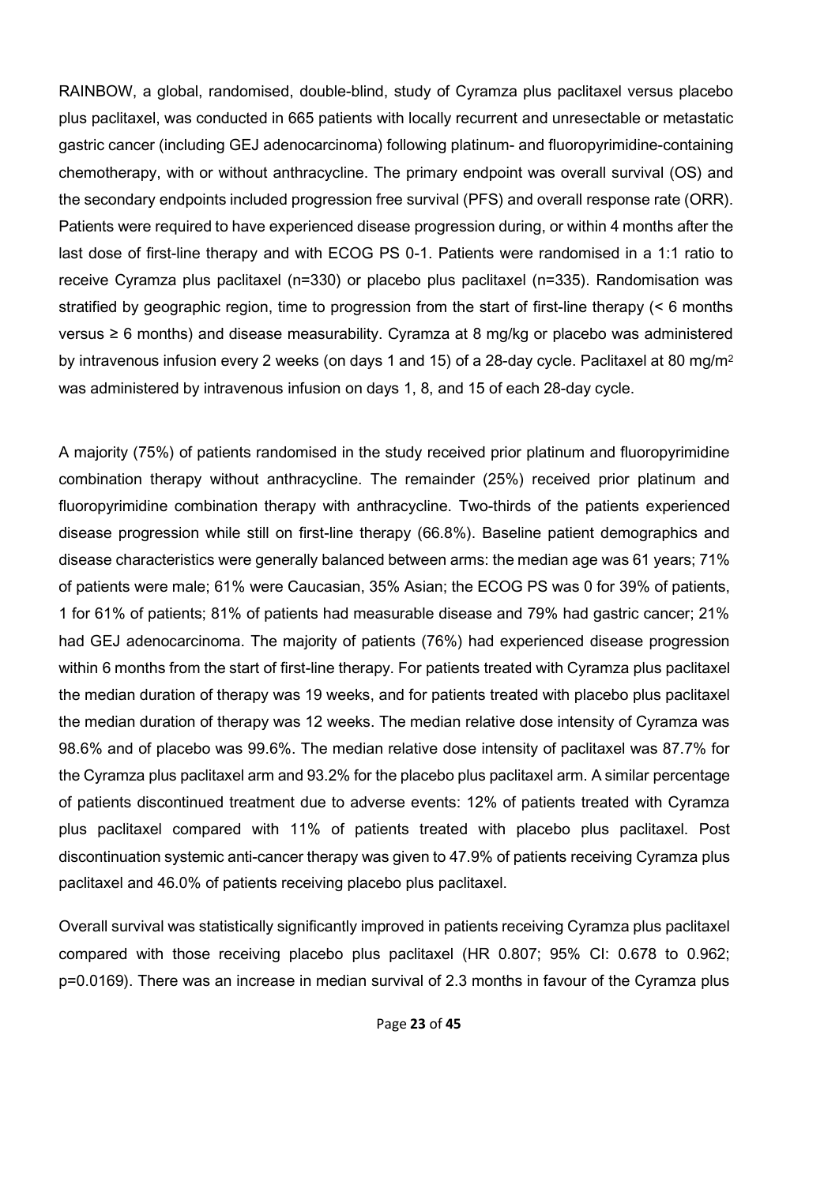RAINBOW, a global, randomised, double-blind, study of Cyramza plus paclitaxel versus placebo plus paclitaxel, was conducted in 665 patients with locally recurrent and unresectable or metastatic gastric cancer (including GEJ adenocarcinoma) following platinum- and fluoropyrimidine-containing chemotherapy, with or without anthracycline. The primary endpoint was overall survival (OS) and the secondary endpoints included progression free survival (PFS) and overall response rate (ORR). Patients were required to have experienced disease progression during, or within 4 months after the last dose of first-line therapy and with ECOG PS 0-1. Patients were randomised in a 1:1 ratio to receive Cyramza plus paclitaxel (n=330) or placebo plus paclitaxel (n=335). Randomisation was stratified by geographic region, time to progression from the start of first-line therapy (< 6 months versus ≥ 6 months) and disease measurability. Cyramza at 8 mg/kg or placebo was administered by intravenous infusion every 2 weeks (on days 1 and 15) of a 28-day cycle. Paclitaxel at 80 mg/m$^2$ was administered by intravenous infusion on days 1, 8, and 15 of each 28-day cycle.

A majority (75%) of patients randomised in the study received prior platinum and fluoropyrimidine combination therapy without anthracycline. The remainder (25%) received prior platinum and fluoropyrimidine combination therapy with anthracycline. Two-thirds of the patients experienced disease progression while still on first-line therapy (66.8%). Baseline patient demographics and disease characteristics were generally balanced between arms: the median age was 61 years; 71% of patients were male; 61% were Caucasian, 35% Asian; the ECOG PS was 0 for 39% of patients, 1 for 61% of patients; 81% of patients had measurable disease and 79% had gastric cancer; 21% had GEJ adenocarcinoma. The majority of patients (76%) had experienced disease progression within 6 months from the start of first-line therapy. For patients treated with Cyramza plus paclitaxel the median duration of therapy was 19 weeks, and for patients treated with placebo plus paclitaxel the median duration of therapy was 12 weeks. The median relative dose intensity of Cyramza was 98.6% and of placebo was 99.6%. The median relative dose intensity of paclitaxel was 87.7% for the Cyramza plus paclitaxel arm and 93.2% for the placebo plus paclitaxel arm. A similar percentage of patients discontinued treatment due to adverse events: 12% of patients treated with Cyramza plus paclitaxel compared with 11% of patients treated with placebo plus paclitaxel. Post discontinuation systemic anti-cancer therapy was given to 47.9% of patients receiving Cyramza plus paclitaxel and 46.0% of patients receiving placebo plus paclitaxel.

Overall survival was statistically significantly improved in patients receiving Cyramza plus paclitaxel compared with those receiving placebo plus paclitaxel (HR 0.807; 95% CI: 0.678 to 0.962; p=0.0169). There was an increase in median survival of 2.3 months in favour of the Cyramza plus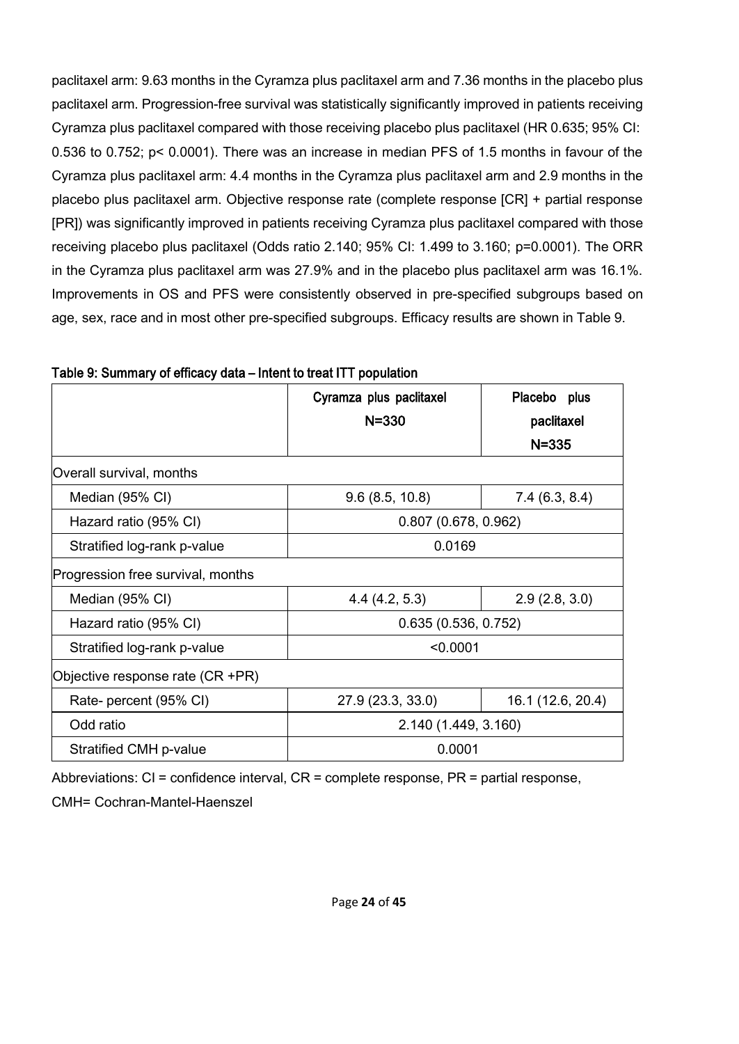paclitaxel arm: 9.63 months in the Cyramza plus paclitaxel arm and 7.36 months in the placebo plus paclitaxel arm. Progression-free survival was statistically significantly improved in patients receiving Cyramza plus paclitaxel compared with those receiving placebo plus paclitaxel (HR 0.635; 95% CI: 0.536 to 0.752; p< 0.0001). There was an increase in median PFS of 1.5 months in favour of the Cyramza plus paclitaxel arm: 4.4 months in the Cyramza plus paclitaxel arm and 2.9 months in the placebo plus paclitaxel arm. Objective response rate (complete response [CR] + partial response [PR]) was significantly improved in patients receiving Cyramza plus paclitaxel compared with those receiving placebo plus paclitaxel (Odds ratio 2.140; 95% CI: 1.499 to 3.160; p=0.0001). The ORR in the Cyramza plus paclitaxel arm was 27.9% and in the placebo plus paclitaxel arm was 16.1%. Improvements in OS and PFS were consistently observed in pre-specified subgroups based on age, sex, race and in most other pre-specified subgroups. Efficacy results are shown in Table 9.

**Table 9: Summary of efficacy data – Intent to treat ITT population**

| | Cyramza plus paclitaxel N=330 | Placebo plus paclitaxel N=335 |
|---|---|---|
| Overall survival, months | | |
| Median (95% CI) | 9.6 (8.5, 10.8) | 7.4 (6.3, 8.4) |
| Hazard ratio (95% CI) | 0.807 (0.678, 0.962) | |
| Stratified log-rank p-value | 0.0169 | |
| Progression free survival, months | | |
| Median (95% CI) | 4.4 (4.2, 5.3) | 2.9 (2.8, 3.0) |
| Hazard ratio (95% CI) | 0.635 (0.536, 0.752) | |
| Stratified log-rank p-value | <0.0001 | |
| Objective response rate (CR +PR) | | |
| Rate- percent (95% CI) | 27.9 (23.3, 33.0) | 16.1 (12.6, 20.4) |
| Odd ratio | 2.140 (1.449, 3.160) | |
| Stratified CMH p-value | 0.0001 | |

Abbreviations: CI = confidence interval, CR = complete response, PR = partial response, CMH= Cochran-Mantel-Haenszel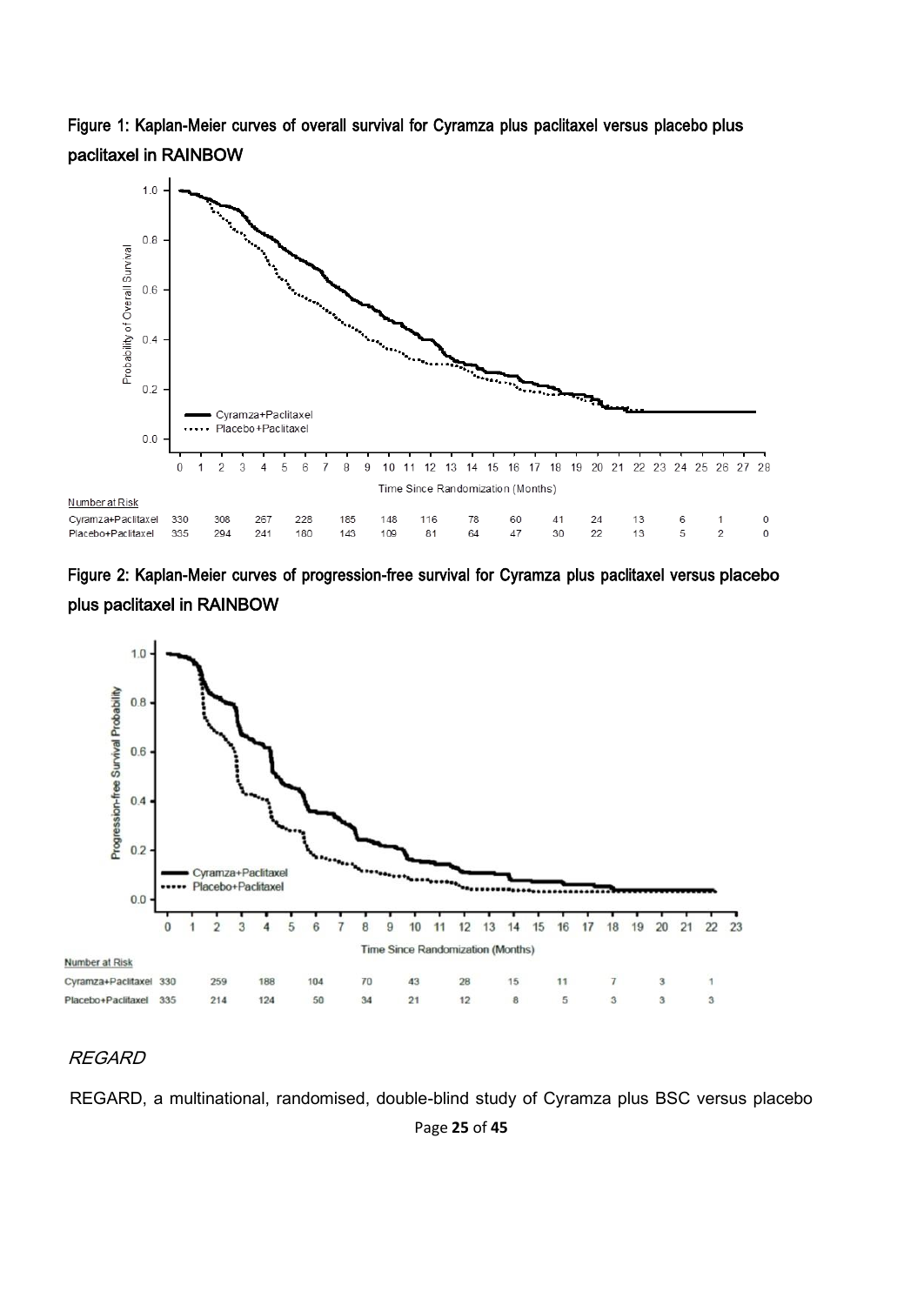**Figure 1: Kaplan-Meier curves of overall survival for Cyramza plus paclitaxel versus placebo plus paclitaxel in RAINBOW**

| Number at Risk | 0 | 2 | 4 | 6 | 8 | 10 | 12 | 14 | 16 | 18 | 20 | 22 | 24 | 26 | 28 |
|---|---|---|---|---|---|---|---|---|---|---|---|---|---|---|---|
| Cyramza+Paclitaxel | 330 | 308 | 267 | 228 | 185 | 148 | 116 | 78 | 60 | 41 | 24 | 13 | 6 | 1 | 0 |
| Placebo+Paclitaxel | 335 | 294 | 241 | 180 | 143 | 109 | 81 | 64 | 47 | 30 | 22 | 13 | 5 | 2 | 0 |

**Figure 2: Kaplan-Meier curves of progression-free survival for Cyramza plus paclitaxel versus placebo plus paclitaxel in RAINBOW**

| Number at Risk | 0 | 2 | 4 | 6 | 8 | 10 | 12 | 14 | 16 | 18 | 20 | 22 |
|---|---|---|---|---|---|---|---|---|---|---|---|---|
| Cyramza+Paclitaxel | 330 | 259 | 188 | 104 | 70 | 43 | 28 | 15 | 11 | 7 | 3 | 1 |
| Placebo+Paclitaxel | 335 | 214 | 124 | 50 | 34 | 21 | 12 | 8 | 5 | 3 | 3 | 3 |

*REGARD*

REGARD, a multinational, randomised, double-blind study of Cyramza plus BSC versus placebo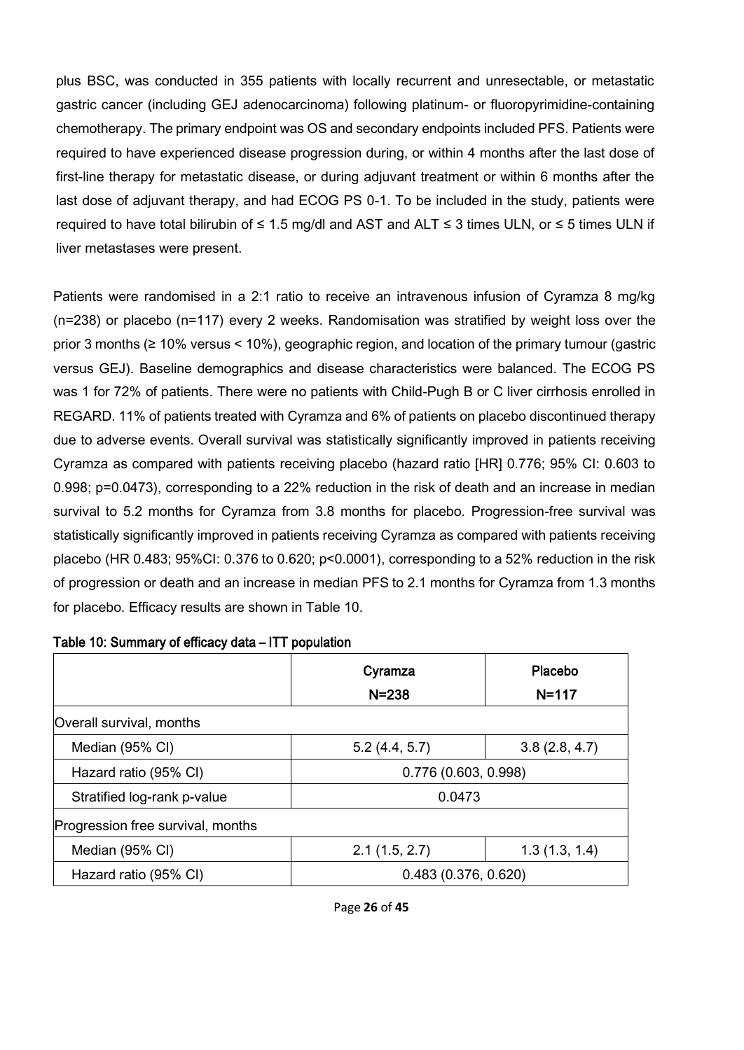plus BSC, was conducted in 355 patients with locally recurrent and unresectable, or metastatic gastric cancer (including GEJ adenocarcinoma) following platinum- or fluoropyrimidine-containing chemotherapy. The primary endpoint was OS and secondary endpoints included PFS. Patients were required to have experienced disease progression during, or within 4 months after the last dose of first-line therapy for metastatic disease, or during adjuvant treatment or within 6 months after the last dose of adjuvant therapy, and had ECOG PS 0-1. To be included in the study, patients were required to have total bilirubin of ≤ 1.5 mg/dl and AST and ALT ≤ 3 times ULN, or ≤ 5 times ULN if liver metastases were present.

Patients were randomised in a 2:1 ratio to receive an intravenous infusion of Cyramza 8 mg/kg (n=238) or placebo (n=117) every 2 weeks. Randomisation was stratified by weight loss over the prior 3 months (≥ 10% versus < 10%), geographic region, and location of the primary tumour (gastric versus GEJ). Baseline demographics and disease characteristics were balanced. The ECOG PS was 1 for 72% of patients. There were no patients with Child-Pugh B or C liver cirrhosis enrolled in REGARD. 11% of patients treated with Cyramza and 6% of patients on placebo discontinued therapy due to adverse events. Overall survival was statistically significantly improved in patients receiving Cyramza as compared with patients receiving placebo (hazard ratio [HR] 0.776; 95% CI: 0.603 to 0.998; p=0.0473), corresponding to a 22% reduction in the risk of death and an increase in median survival to 5.2 months for Cyramza from 3.8 months for placebo. Progression-free survival was statistically significantly improved in patients receiving Cyramza as compared with patients receiving placebo (HR 0.483; 95%CI: 0.376 to 0.620; p<0.0001), corresponding to a 52% reduction in the risk of progression or death and an increase in median PFS to 2.1 months for Cyramza from 1.3 months for placebo. Efficacy results are shown in Table 10.

**Table 10: Summary of efficacy data – ITT population**

| | Cyramza N=238 | Placebo N=117 |
|---|---|---|
| Overall survival, months | | |
| Median (95% CI) | 5.2 (4.4, 5.7) | 3.8 (2.8, 4.7) |
| Hazard ratio (95% CI) | 0.776 (0.603, 0.998) | |
| Stratified log-rank p-value | 0.0473 | |
| Progression free survival, months | | |
| Median (95% CI) | 2.1 (1.5, 2.7) | 1.3 (1.3, 1.4) |
| Hazard ratio (95% CI) | 0.483 (0.376, 0.620) | |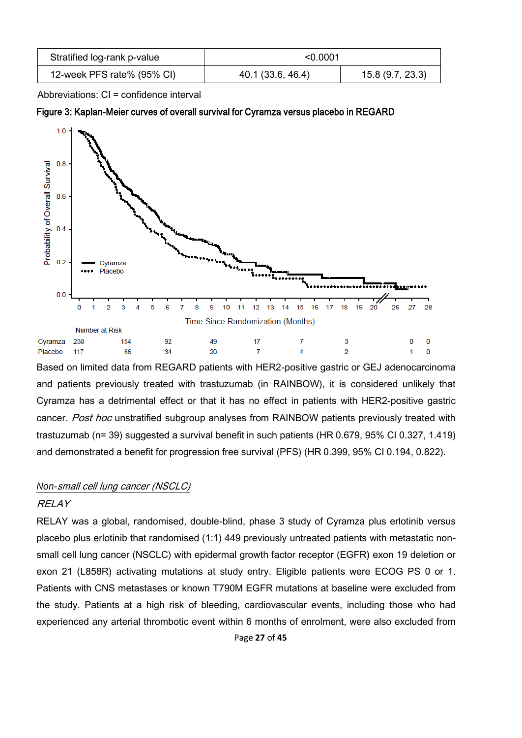| Stratified log-rank p-value | <0.0001 | |
|---|---|---|
| 12-week PFS rate% (95% CI) | 40.1 (33.6, 46.4) | 15.8 (9.7, 23.3) |

Abbreviations: CI = confidence interval

**Figure 3: Kaplan-Meier curves of overall survival for Cyramza versus placebo in REGARD**

Number at Risk

| | | | | | | | | | |
|---|---|---|---|---|---|---|---|---|---|
| Cyramza | 238 | 154 | 92 | 49 | 17 | 7 | 3 | 0 | 0 |
| Placebo | 117 | 66 | 34 | 20 | 7 | 4 | 2 | 1 | 0 |

Based on limited data from REGARD patients with HER2-positive gastric or GEJ adenocarcinoma and patients previously treated with trastuzumab (in RAINBOW), it is considered unlikely that Cyramza has a detrimental effect or that it has no effect in patients with HER2-positive gastric cancer. *Post hoc* unstratified subgroup analyses from RAINBOW patients previously treated with trastuzumab (n= 39) suggested a survival benefit in such patients (HR 0.679, 95% CI 0.327, 1.419) and demonstrated a benefit for progression free survival (PFS) (HR 0.399, 95% CI 0.194, 0.822).

*Non-small cell lung cancer (NSCLC)*

*RELAY*

RELAY was a global, randomised, double-blind, phase 3 study of Cyramza plus erlotinib versus placebo plus erlotinib that randomised (1:1) 449 previously untreated patients with metastatic non-small cell lung cancer (NSCLC) with epidermal growth factor receptor (EGFR) exon 19 deletion or exon 21 (L858R) activating mutations at study entry. Eligible patients were ECOG PS 0 or 1. Patients with CNS metastases or known T790M EGFR mutations at baseline were excluded from the study. Patients at a high risk of bleeding, cardiovascular events, including those who had experienced any arterial thrombotic event within 6 months of enrolment, were also excluded from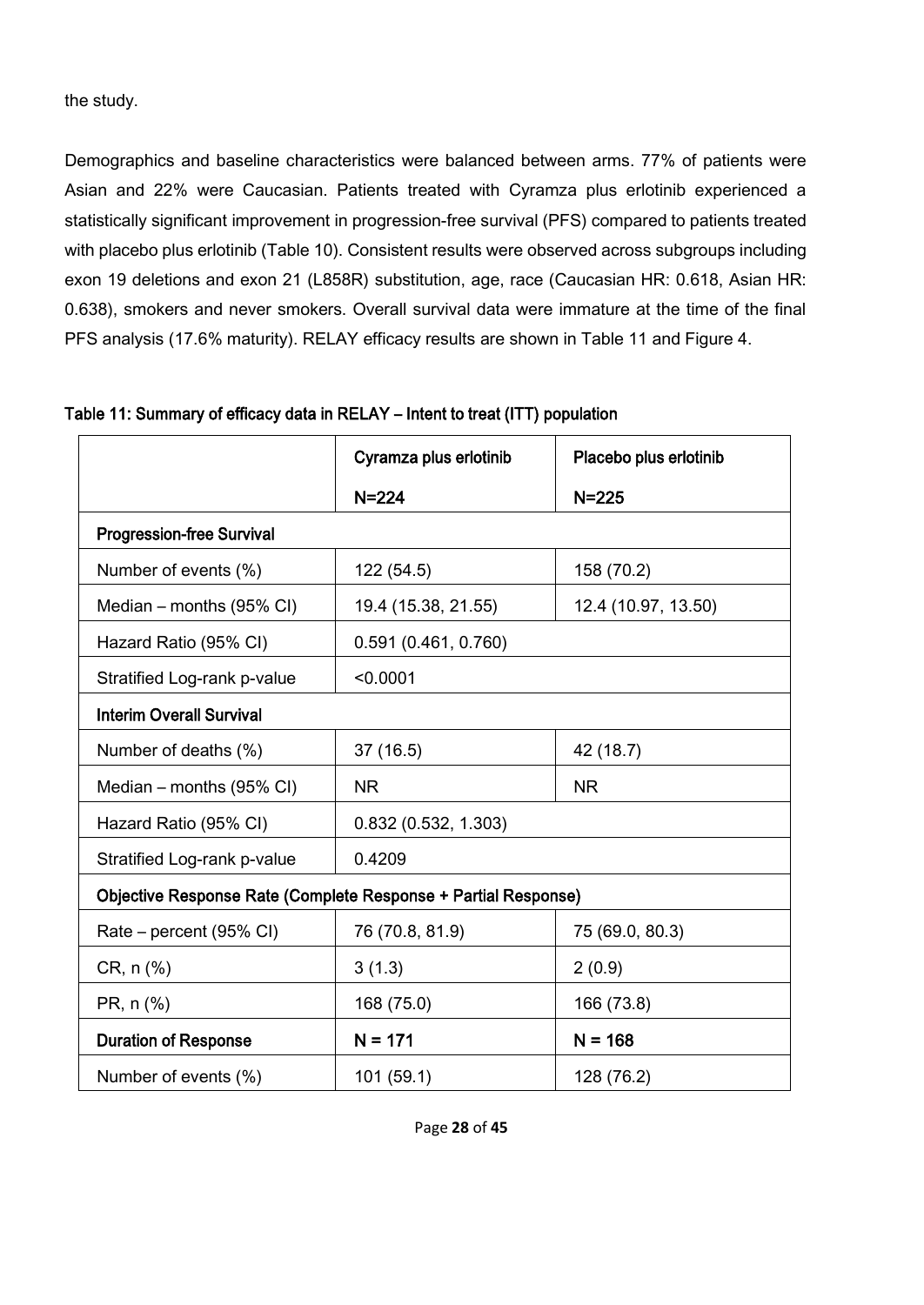the study.

Demographics and baseline characteristics were balanced between arms. 77% of patients were Asian and 22% were Caucasian. Patients treated with Cyramza plus erlotinib experienced a statistically significant improvement in progression-free survival (PFS) compared to patients treated with placebo plus erlotinib (Table 10). Consistent results were observed across subgroups including exon 19 deletions and exon 21 (L858R) substitution, age, race (Caucasian HR: 0.618, Asian HR: 0.638), smokers and never smokers. Overall survival data were immature at the time of the final PFS analysis (17.6% maturity). RELAY efficacy results are shown in Table 11 and Figure 4.

**Table 11: Summary of efficacy data in RELAY – Intent to treat (ITT) population**

| | Cyramza plus erlotinib N=224 | Placebo plus erlotinib N=225 |
|---|---|---|
| **Progression-free Survival** | | |
| Number of events (%) | 122 (54.5) | 158 (70.2) |
| Median – months (95% CI) | 19.4 (15.38, 21.55) | 12.4 (10.97, 13.50) |
| Hazard Ratio (95% CI) | 0.591 (0.461, 0.760) | |
| Stratified Log-rank p-value | <0.0001 | |
| **Interim Overall Survival** | | |
| Number of deaths (%) | 37 (16.5) | 42 (18.7) |
| Median – months (95% CI) | NR | NR |
| Hazard Ratio (95% CI) | 0.832 (0.532, 1.303) | |
| Stratified Log-rank p-value | 0.4209 | |
| **Objective Response Rate (Complete Response + Partial Response)** | | |
| Rate – percent (95% CI) | 76 (70.8, 81.9) | 75 (69.0, 80.3) |
| CR, n (%) | 3 (1.3) | 2 (0.9) |
| PR, n (%) | 168 (75.0) | 166 (73.8) |
| **Duration of Response** | **N = 171** | **N = 168** |
| Number of events (%) | 101 (59.1) | 128 (76.2) |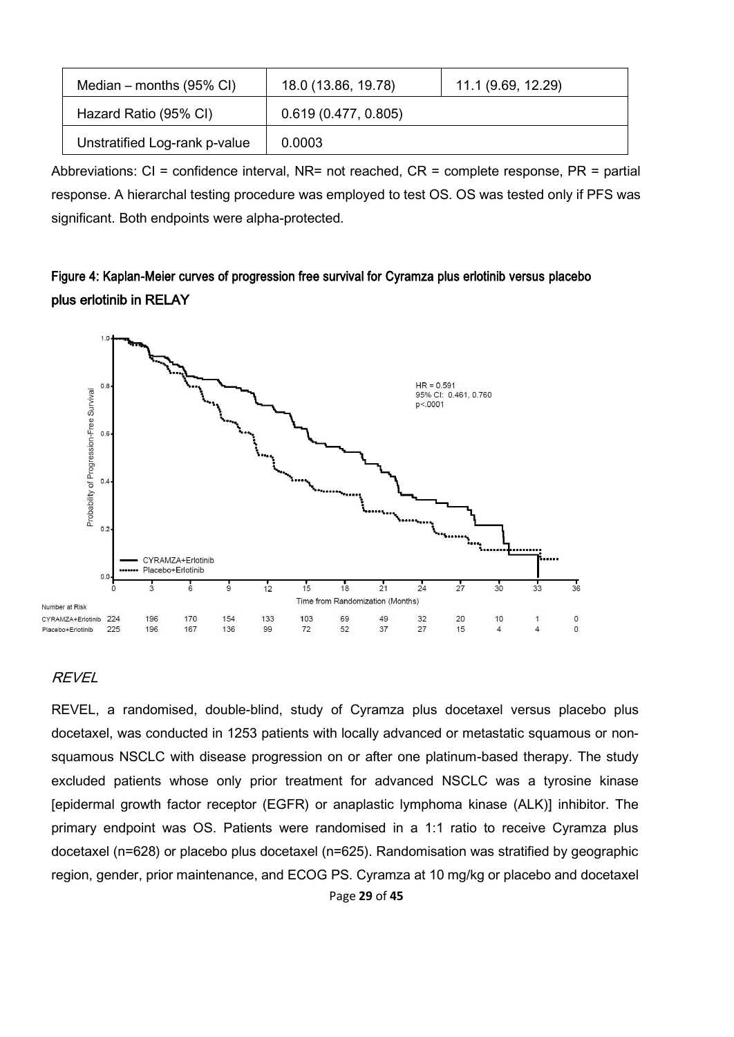| Median – months (95% CI) | 18.0 (13.86, 19.78) | 11.1 (9.69, 12.29) |
|---|---|---|
| Hazard Ratio (95% CI) | 0.619 (0.477, 0.805) | |
| Unstratified Log-rank p-value | 0.0003 | |

Abbreviations: CI = confidence interval, NR= not reached, CR = complete response, PR = partial response. A hierarchal testing procedure was employed to test OS. OS was tested only if PFS was significant. Both endpoints were alpha-protected.

**Figure 4: Kaplan-Meier curves of progression free survival for Cyramza plus erlotinib versus placebo plus erlotinib in RELAY**

HR = 0.591
95% CI: 0.461, 0.760
p<.0001

| Number at Risk | 0 | 3 | 6 | 9 | 12 | 15 | 18 | 21 | 24 | 27 | 30 | 33 | 36 |
|---|---|---|---|---|---|---|---|---|---|---|---|---|---|
| CYRAMZA+Erlotinib | 224 | 196 | 170 | 154 | 133 | 103 | 69 | 49 | 32 | 20 | 10 | 1 | 0 |
| Placebo+Erlotinib | 225 | 196 | 167 | 136 | 99 | 72 | 52 | 37 | 27 | 15 | 4 | 4 | 0 |

Time from Randomization (Months)

*REVEL*

REVEL, a randomised, double-blind, study of Cyramza plus docetaxel versus placebo plus docetaxel, was conducted in 1253 patients with locally advanced or metastatic squamous or non-squamous NSCLC with disease progression on or after one platinum-based therapy. The study excluded patients whose only prior treatment for advanced NSCLC was a tyrosine kinase [epidermal growth factor receptor (EGFR) or anaplastic lymphoma kinase (ALK)] inhibitor. The primary endpoint was OS. Patients were randomised in a 1:1 ratio to receive Cyramza plus docetaxel (n=628) or placebo plus docetaxel (n=625). Randomisation was stratified by geographic region, gender, prior maintenance, and ECOG PS. Cyramza at 10 mg/kg or placebo and docetaxel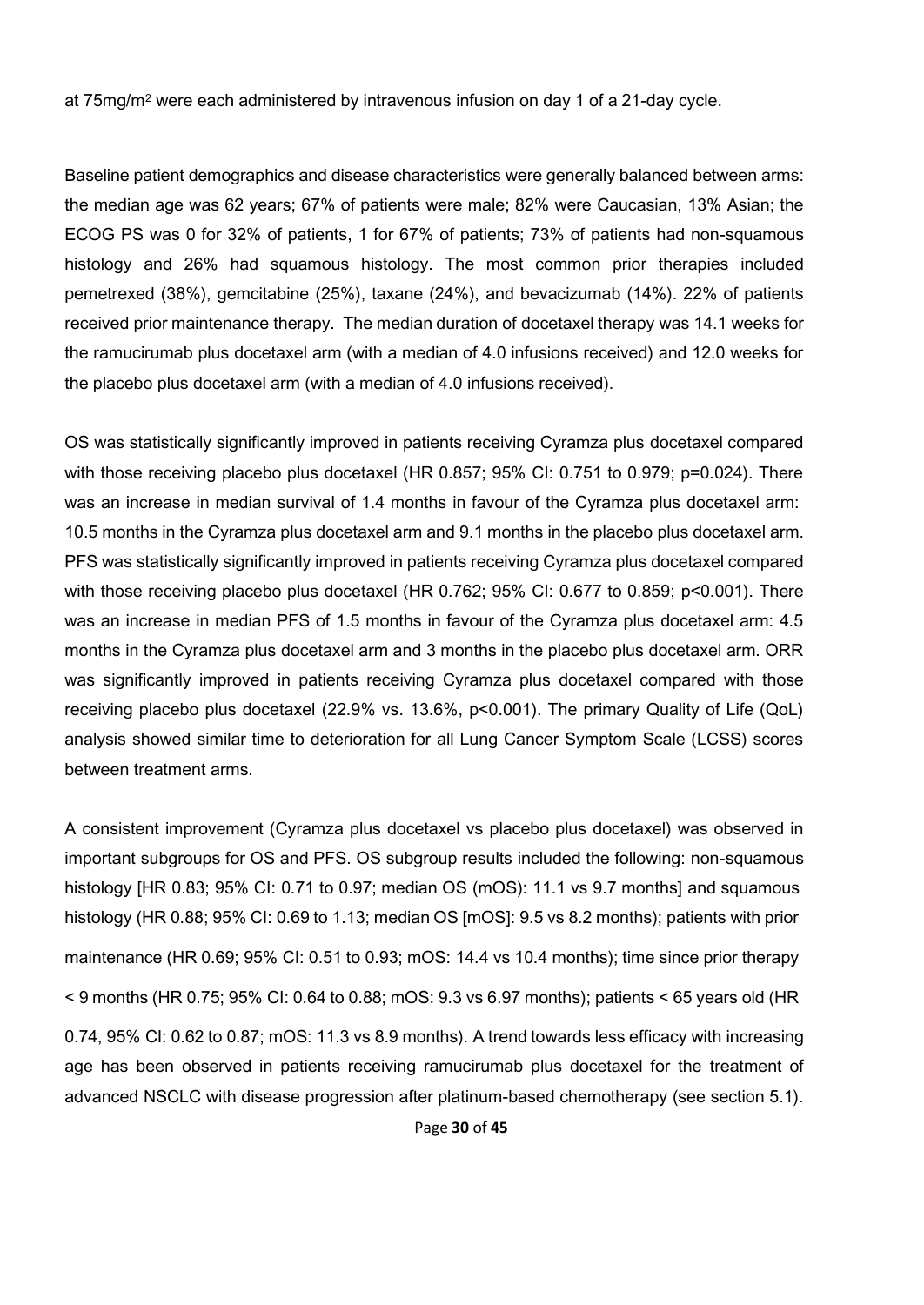at 75mg/m$^2$ were each administered by intravenous infusion on day 1 of a 21-day cycle.

Baseline patient demographics and disease characteristics were generally balanced between arms: the median age was 62 years; 67% of patients were male; 82% were Caucasian, 13% Asian; the ECOG PS was 0 for 32% of patients, 1 for 67% of patients; 73% of patients had non-squamous histology and 26% had squamous histology. The most common prior therapies included pemetrexed (38%), gemcitabine (25%), taxane (24%), and bevacizumab (14%). 22% of patients received prior maintenance therapy. The median duration of docetaxel therapy was 14.1 weeks for the ramucirumab plus docetaxel arm (with a median of 4.0 infusions received) and 12.0 weeks for the placebo plus docetaxel arm (with a median of 4.0 infusions received).

OS was statistically significantly improved in patients receiving Cyramza plus docetaxel compared with those receiving placebo plus docetaxel (HR 0.857; 95% CI: 0.751 to 0.979; p=0.024). There was an increase in median survival of 1.4 months in favour of the Cyramza plus docetaxel arm: 10.5 months in the Cyramza plus docetaxel arm and 9.1 months in the placebo plus docetaxel arm. PFS was statistically significantly improved in patients receiving Cyramza plus docetaxel compared with those receiving placebo plus docetaxel (HR 0.762; 95% CI: 0.677 to 0.859; p<0.001). There was an increase in median PFS of 1.5 months in favour of the Cyramza plus docetaxel arm: 4.5 months in the Cyramza plus docetaxel arm and 3 months in the placebo plus docetaxel arm. ORR was significantly improved in patients receiving Cyramza plus docetaxel compared with those receiving placebo plus docetaxel (22.9% vs. 13.6%, p<0.001). The primary Quality of Life (QoL) analysis showed similar time to deterioration for all Lung Cancer Symptom Scale (LCSS) scores between treatment arms.

A consistent improvement (Cyramza plus docetaxel vs placebo plus docetaxel) was observed in important subgroups for OS and PFS. OS subgroup results included the following: non-squamous histology [HR 0.83; 95% CI: 0.71 to 0.97; median OS (mOS): 11.1 vs 9.7 months] and squamous histology (HR 0.88; 95% CI: 0.69 to 1.13; median OS [mOS]: 9.5 vs 8.2 months); patients with prior maintenance (HR 0.69; 95% CI: 0.51 to 0.93; mOS: 14.4 vs 10.4 months); time since prior therapy < 9 months (HR 0.75; 95% CI: 0.64 to 0.88; mOS: 9.3 vs 6.97 months); patients < 65 years old (HR 0.74, 95% CI: 0.62 to 0.87; mOS: 11.3 vs 8.9 months). A trend towards less efficacy with increasing age has been observed in patients receiving ramucirumab plus docetaxel for the treatment of advanced NSCLC with disease progression after platinum-based chemotherapy (see section 5.1).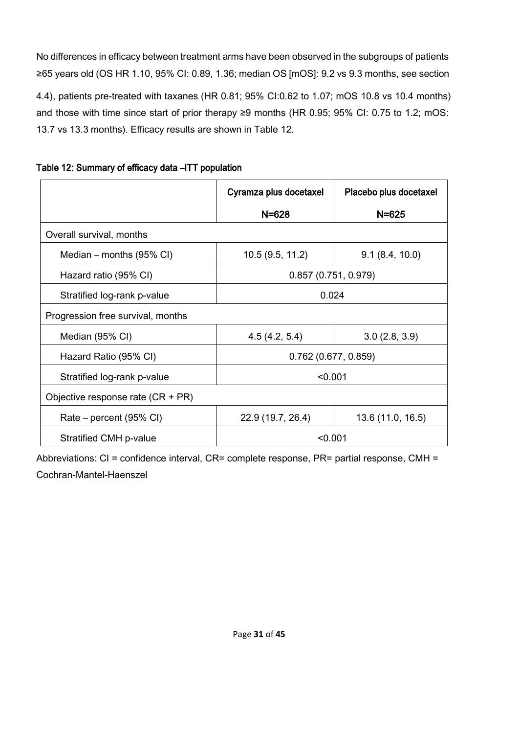No differences in efficacy between treatment arms have been observed in the subgroups of patients ≥65 years old (OS HR 1.10, 95% CI: 0.89, 1.36; median OS [mOS]: 9.2 vs 9.3 months, see section 4.4), patients pre-treated with taxanes (HR 0.81; 95% CI:0.62 to 1.07; mOS 10.8 vs 10.4 months) and those with time since start of prior therapy ≥9 months (HR 0.95; 95% CI: 0.75 to 1.2; mOS: 13.7 vs 13.3 months). Efficacy results are shown in Table 12.

**Table 12: Summary of efficacy data –ITT population**

| | Cyramza plus docetaxel N=628 | Placebo plus docetaxel N=625 |
|---|---|---|
| Overall survival, months | | |
| Median – months (95% CI) | 10.5 (9.5, 11.2) | 9.1 (8.4, 10.0) |
| Hazard ratio (95% CI) | 0.857 (0.751, 0.979) | |
| Stratified log-rank p-value | 0.024 | |
| Progression free survival, months | | |
| Median (95% CI) | 4.5 (4.2, 5.4) | 3.0 (2.8, 3.9) |
| Hazard Ratio (95% CI) | 0.762 (0.677, 0.859) | |
| Stratified log-rank p-value | <0.001 | |
| Objective response rate (CR + PR) | | |
| Rate – percent (95% CI) | 22.9 (19.7, 26.4) | 13.6 (11.0, 16.5) |
| Stratified CMH p-value | <0.001 | |

Abbreviations: CI = confidence interval, CR= complete response, PR= partial response, CMH = Cochran-Mantel-Haenszel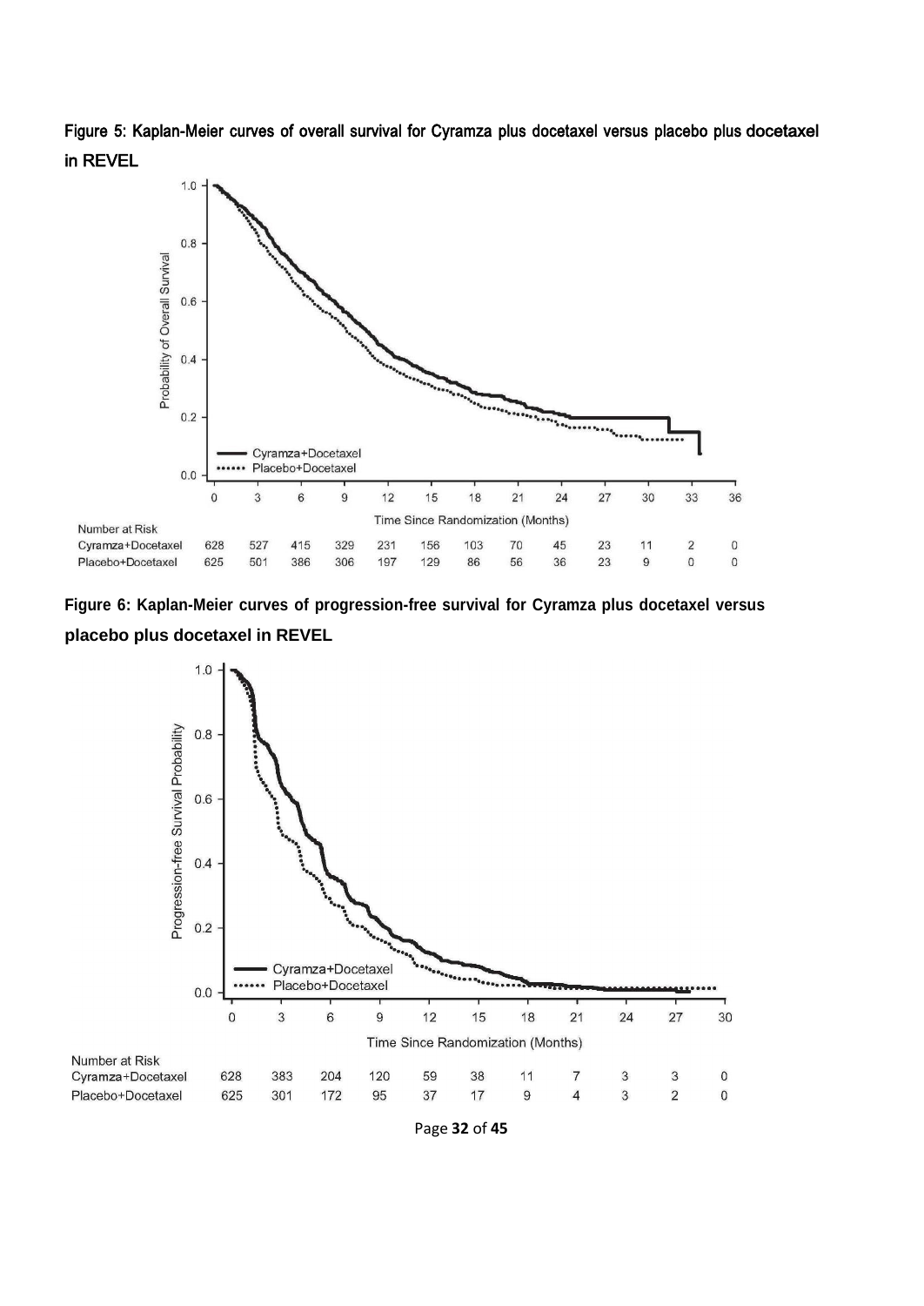**Figure 5: Kaplan-Meier curves of overall survival for Cyramza plus docetaxel versus placebo plus docetaxel in REVEL**

Number at Risk

| Time Since Randomization (Months) | 0 | 3 | 6 | 9 | 12 | 15 | 18 | 21 | 24 | 27 | 30 | 33 | 36 |
|---|---|---|---|---|---|---|---|---|---|---|---|---|---|
| Cyramza+Docetaxel | 628 | 527 | 415 | 329 | 231 | 156 | 103 | 70 | 45 | 23 | 11 | 2 | 0 |
| Placebo+Docetaxel | 625 | 501 | 386 | 306 | 197 | 129 | 86 | 56 | 36 | 23 | 9 | 0 | 0 |

**Figure 6: Kaplan-Meier curves of progression-free survival for Cyramza plus docetaxel versus placebo plus docetaxel in REVEL**

Number at Risk

| Time Since Randomization (Months) | 0 | 3 | 6 | 9 | 12 | 15 | 18 | 21 | 24 | 27 | 30 |
|---|---|---|---|---|---|---|---|---|---|---|---|
| Cyramza+Docetaxel | 628 | 383 | 204 | 120 | 59 | 38 | 11 | 7 | 3 | 3 | 0 |
| Placebo+Docetaxel | 625 | 301 | 172 | 95 | 37 | 17 | 9 | 4 | 3 | 2 | 0 |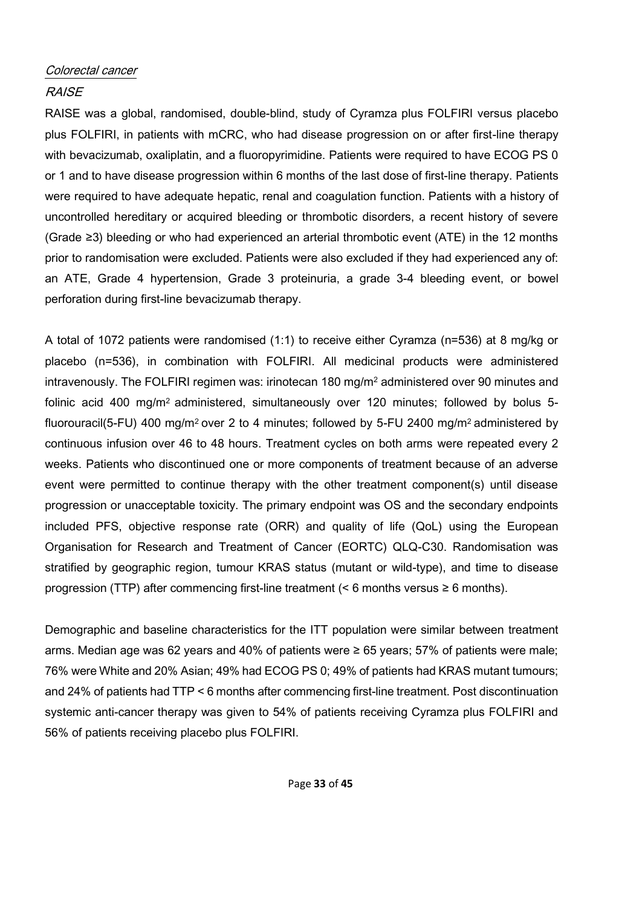*Colorectal cancer*

*RAISE*

RAISE was a global, randomised, double-blind, study of Cyramza plus FOLFIRI versus placebo plus FOLFIRI, in patients with mCRC, who had disease progression on or after first-line therapy with bevacizumab, oxaliplatin, and a fluoropyrimidine. Patients were required to have ECOG PS 0 or 1 and to have disease progression within 6 months of the last dose of first-line therapy. Patients were required to have adequate hepatic, renal and coagulation function. Patients with a history of uncontrolled hereditary or acquired bleeding or thrombotic disorders, a recent history of severe (Grade ≥3) bleeding or who had experienced an arterial thrombotic event (ATE) in the 12 months prior to randomisation were excluded. Patients were also excluded if they had experienced any of: an ATE, Grade 4 hypertension, Grade 3 proteinuria, a grade 3-4 bleeding event, or bowel perforation during first-line bevacizumab therapy.

A total of 1072 patients were randomised (1:1) to receive either Cyramza (n=536) at 8 mg/kg or placebo (n=536), in combination with FOLFIRI. All medicinal products were administered intravenously. The FOLFIRI regimen was: irinotecan 180 mg/m$^2$ administered over 90 minutes and folinic acid 400 mg/m$^2$ administered, simultaneously over 120 minutes; followed by bolus 5-fluorouracil(5-FU) 400 mg/m$^2$ over 2 to 4 minutes; followed by 5-FU 2400 mg/m$^2$ administered by continuous infusion over 46 to 48 hours. Treatment cycles on both arms were repeated every 2 weeks. Patients who discontinued one or more components of treatment because of an adverse event were permitted to continue therapy with the other treatment component(s) until disease progression or unacceptable toxicity. The primary endpoint was OS and the secondary endpoints included PFS, objective response rate (ORR) and quality of life (QoL) using the European Organisation for Research and Treatment of Cancer (EORTC) QLQ-C30. Randomisation was stratified by geographic region, tumour KRAS status (mutant or wild-type), and time to disease progression (TTP) after commencing first-line treatment (< 6 months versus ≥ 6 months).

Demographic and baseline characteristics for the ITT population were similar between treatment arms. Median age was 62 years and 40% of patients were ≥ 65 years; 57% of patients were male; 76% were White and 20% Asian; 49% had ECOG PS 0; 49% of patients had KRAS mutant tumours; and 24% of patients had TTP < 6 months after commencing first-line treatment. Post discontinuation systemic anti-cancer therapy was given to 54% of patients receiving Cyramza plus FOLFIRI and 56% of patients receiving placebo plus FOLFIRI.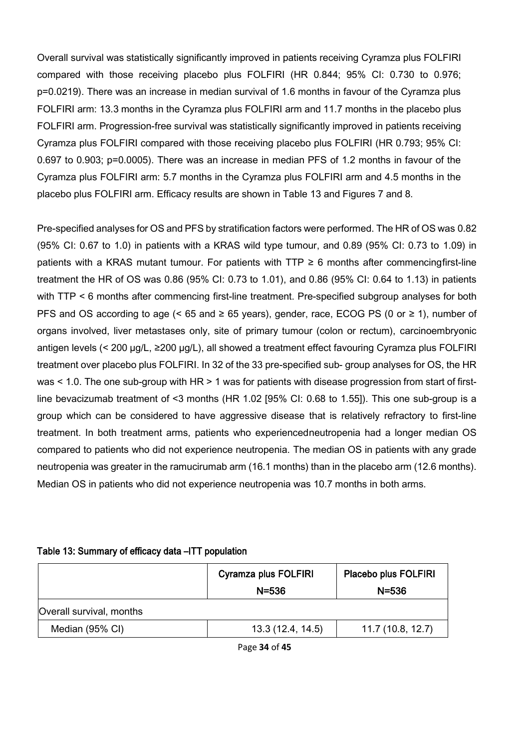Overall survival was statistically significantly improved in patients receiving Cyramza plus FOLFIRI compared with those receiving placebo plus FOLFIRI (HR 0.844; 95% CI: 0.730 to 0.976; p=0.0219). There was an increase in median survival of 1.6 months in favour of the Cyramza plus FOLFIRI arm: 13.3 months in the Cyramza plus FOLFIRI arm and 11.7 months in the placebo plus FOLFIRI arm. Progression-free survival was statistically significantly improved in patients receiving Cyramza plus FOLFIRI compared with those receiving placebo plus FOLFIRI (HR 0.793; 95% CI: 0.697 to 0.903; p=0.0005). There was an increase in median PFS of 1.2 months in favour of the Cyramza plus FOLFIRI arm: 5.7 months in the Cyramza plus FOLFIRI arm and 4.5 months in the placebo plus FOLFIRI arm. Efficacy results are shown in Table 13 and Figures 7 and 8.

Pre-specified analyses for OS and PFS by stratification factors were performed. The HR of OS was 0.82 (95% CI: 0.67 to 1.0) in patients with a KRAS wild type tumour, and 0.89 (95% CI: 0.73 to 1.09) in patients with a KRAS mutant tumour. For patients with TTP ≥ 6 months after commencingfirst-line treatment the HR of OS was 0.86 (95% CI: 0.73 to 1.01), and 0.86 (95% CI: 0.64 to 1.13) in patients with TTP < 6 months after commencing first-line treatment. Pre-specified subgroup analyses for both PFS and OS according to age (< 65 and ≥ 65 years), gender, race, ECOG PS (0 or ≥ 1), number of organs involved, liver metastases only, site of primary tumour (colon or rectum), carcinoembryonic antigen levels (< 200 µg/L, ≥200 µg/L), all showed a treatment effect favouring Cyramza plus FOLFIRI treatment over placebo plus FOLFIRI. In 32 of the 33 pre-specified sub- group analyses for OS, the HR was < 1.0. The one sub-group with HR > 1 was for patients with disease progression from start of first-line bevacizumab treatment of <3 months (HR 1.02 [95% CI: 0.68 to 1.55]). This one sub-group is a group which can be considered to have aggressive disease that is relatively refractory to first-line treatment. In both treatment arms, patients who experiencedneutropenia had a longer median OS compared to patients who did not experience neutropenia. The median OS in patients with any grade neutropenia was greater in the ramucirumab arm (16.1 months) than in the placebo arm (12.6 months). Median OS in patients who did not experience neutropenia was 10.7 months in both arms.

**Table 13: Summary of efficacy data –ITT population**

| | Cyramza plus FOLFIRI N=536 | Placebo plus FOLFIRI N=536 |
|---|---|---|
| Overall survival, months | | |
| Median (95% CI) | 13.3 (12.4, 14.5) | 11.7 (10.8, 12.7) |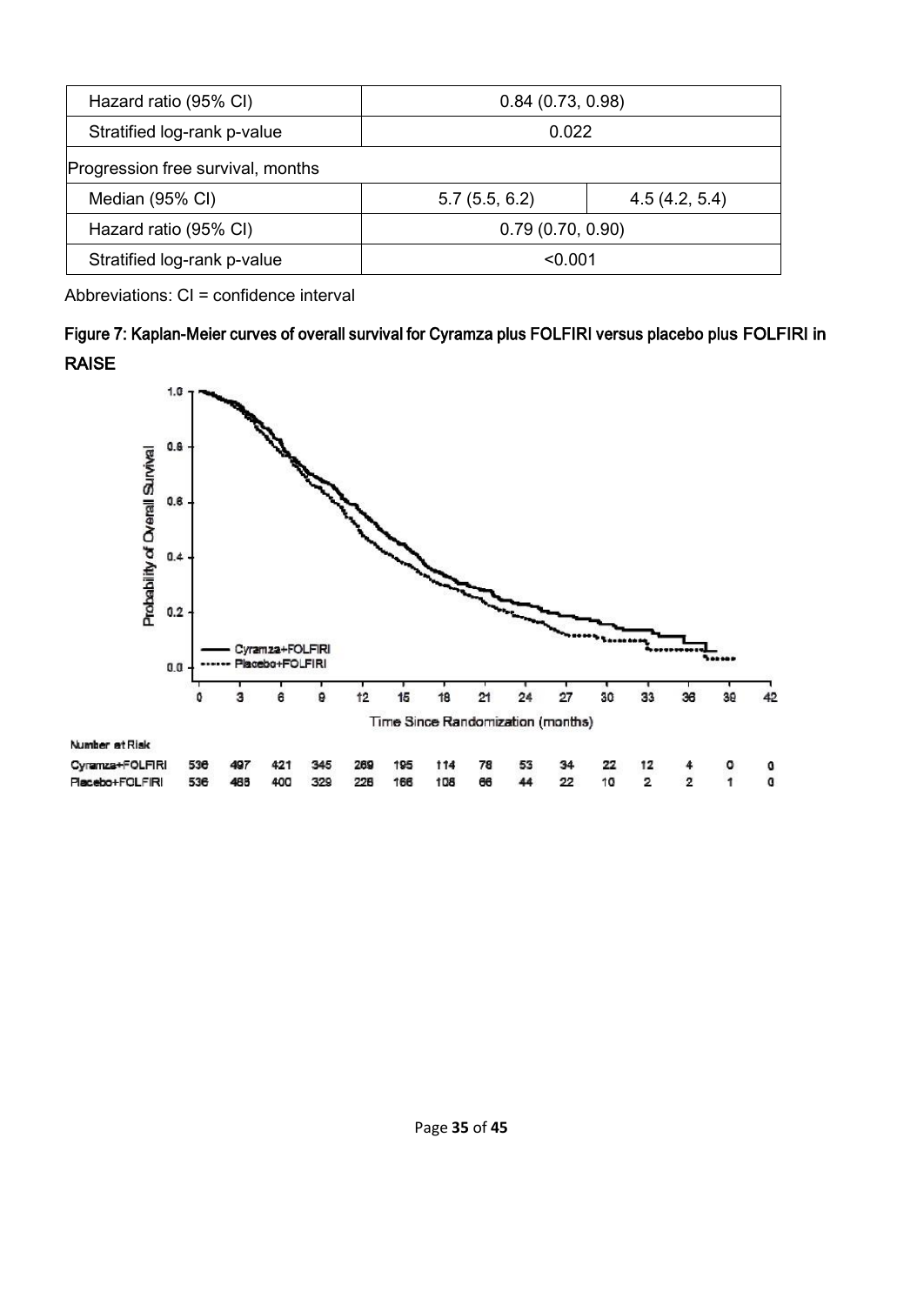| | | |
|---|---|---|
| Hazard ratio (95% CI) | 0.84 (0.73, 0.98) | |
| Stratified log-rank p-value | 0.022 | |
| Progression free survival, months | | |
| Median (95% CI) | 5.7 (5.5, 6.2) | 4.5 (4.2, 5.4) |
| Hazard ratio (95% CI) | 0.79 (0.70, 0.90) | |
| Stratified log-rank p-value | <0.001 | |

Abbreviations: CI = confidence interval

**Figure 7: Kaplan-Meier curves of overall survival for Cyramza plus FOLFIRI versus placebo plus FOLFIRI in RAISE**

Number at Risk

| Time Since Randomization (months) | 0 | 3 | 6 | 9 | 12 | 15 | 18 | 21 | 24 | 27 | 30 | 33 | 36 | 39 | 42 |
|---|---|---|---|---|---|---|---|---|---|---|---|---|---|---|---|
| Cyramza+FOLFIRI | 536 | 497 | 421 | 345 | 269 | 195 | 114 | 78 | 53 | 34 | 22 | 12 | 4 | 0 | 0 |
| Placebo+FOLFIRI | 536 | 488 | 400 | 329 | 228 | 166 | 108 | 66 | 44 | 22 | 10 | 2 | 2 | 1 | 0 |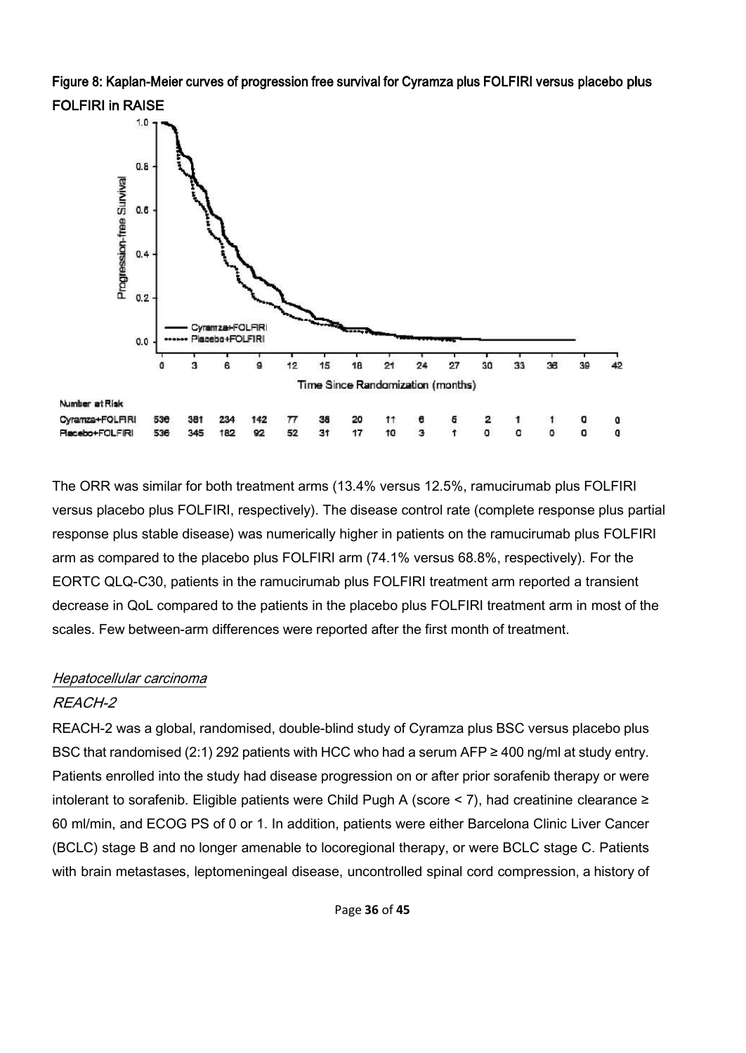**Figure 8: Kaplan-Meier curves of progression free survival for Cyramza plus FOLFIRI versus placebo plus FOLFIRI in RAISE**

Number at Risk

| Time (months) | 0 | 3 | 6 | 9 | 12 | 15 | 18 | 21 | 24 | 27 | 30 | 33 | 36 | 39 | 42 |
|---|---|---|---|---|---|---|---|---|---|---|---|---|---|---|---|
| Cyramza+FOLFIRI | 536 | 381 | 234 | 142 | 77 | 38 | 20 | 11 | 6 | 5 | 2 | 1 | 1 | 0 | 0 |
| Placebo+FOLFIRI | 536 | 345 | 182 | 92 | 52 | 31 | 17 | 10 | 3 | 1 | 0 | 0 | 0 | 0 | 0 |

The ORR was similar for both treatment arms (13.4% versus 12.5%, ramucirumab plus FOLFIRI versus placebo plus FOLFIRI, respectively). The disease control rate (complete response plus partial response plus stable disease) was numerically higher in patients on the ramucirumab plus FOLFIRI arm as compared to the placebo plus FOLFIRI arm (74.1% versus 68.8%, respectively). For the EORTC QLQ-C30, patients in the ramucirumab plus FOLFIRI treatment arm reported a transient decrease in QoL compared to the patients in the placebo plus FOLFIRI treatment arm in most of the scales. Few between-arm differences were reported after the first month of treatment.

*Hepatocellular carcinoma*

*REACH-2*

REACH-2 was a global, randomised, double-blind study of Cyramza plus BSC versus placebo plus BSC that randomised (2:1) 292 patients with HCC who had a serum AFP ≥ 400 ng/ml at study entry. Patients enrolled into the study had disease progression on or after prior sorafenib therapy or were intolerant to sorafenib. Eligible patients were Child Pugh A (score < 7), had creatinine clearance ≥ 60 ml/min, and ECOG PS of 0 or 1. In addition, patients were either Barcelona Clinic Liver Cancer (BCLC) stage B and no longer amenable to locoregional therapy, or were BCLC stage C. Patients with brain metastases, leptomeningeal disease, uncontrolled spinal cord compression, a history of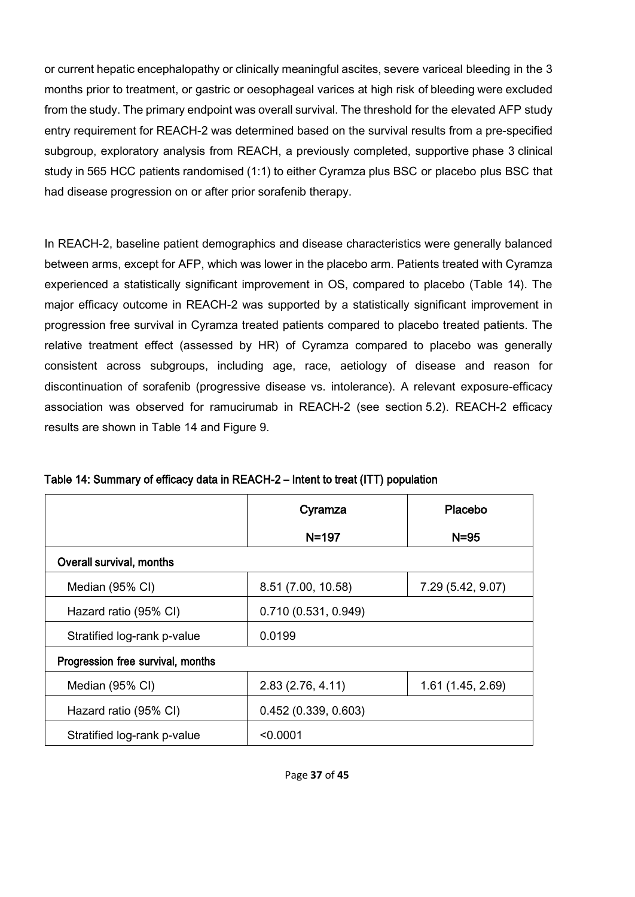or current hepatic encephalopathy or clinically meaningful ascites, severe variceal bleeding in the 3 months prior to treatment, or gastric or oesophageal varices at high risk of bleeding were excluded from the study. The primary endpoint was overall survival. The threshold for the elevated AFP study entry requirement for REACH-2 was determined based on the survival results from a pre-specified subgroup, exploratory analysis from REACH, a previously completed, supportive phase 3 clinical study in 565 HCC patients randomised (1:1) to either Cyramza plus BSC or placebo plus BSC that had disease progression on or after prior sorafenib therapy.

In REACH-2, baseline patient demographics and disease characteristics were generally balanced between arms, except for AFP, which was lower in the placebo arm. Patients treated with Cyramza experienced a statistically significant improvement in OS, compared to placebo (Table 14). The major efficacy outcome in REACH-2 was supported by a statistically significant improvement in progression free survival in Cyramza treated patients compared to placebo treated patients. The relative treatment effect (assessed by HR) of Cyramza compared to placebo was generally consistent across subgroups, including age, race, aetiology of disease and reason for discontinuation of sorafenib (progressive disease vs. intolerance). A relevant exposure-efficacy association was observed for ramucirumab in REACH-2 (see section 5.2). REACH-2 efficacy results are shown in Table 14 and Figure 9.

**Table 14: Summary of efficacy data in REACH-2 – Intent to treat (ITT) population**

| | Cyramza N=197 | Placebo N=95 |
|---|---|---|
| **Overall survival, months** | | |
| Median (95% CI) | 8.51 (7.00, 10.58) | 7.29 (5.42, 9.07) |
| Hazard ratio (95% CI) | 0.710 (0.531, 0.949) | |
| Stratified log-rank p-value | 0.0199 | |
| **Progression free survival, months** | | |
| Median (95% CI) | 2.83 (2.76, 4.11) | 1.61 (1.45, 2.69) |
| Hazard ratio (95% CI) | 0.452 (0.339, 0.603) | |
| Stratified log-rank p-value | <0.0001 | |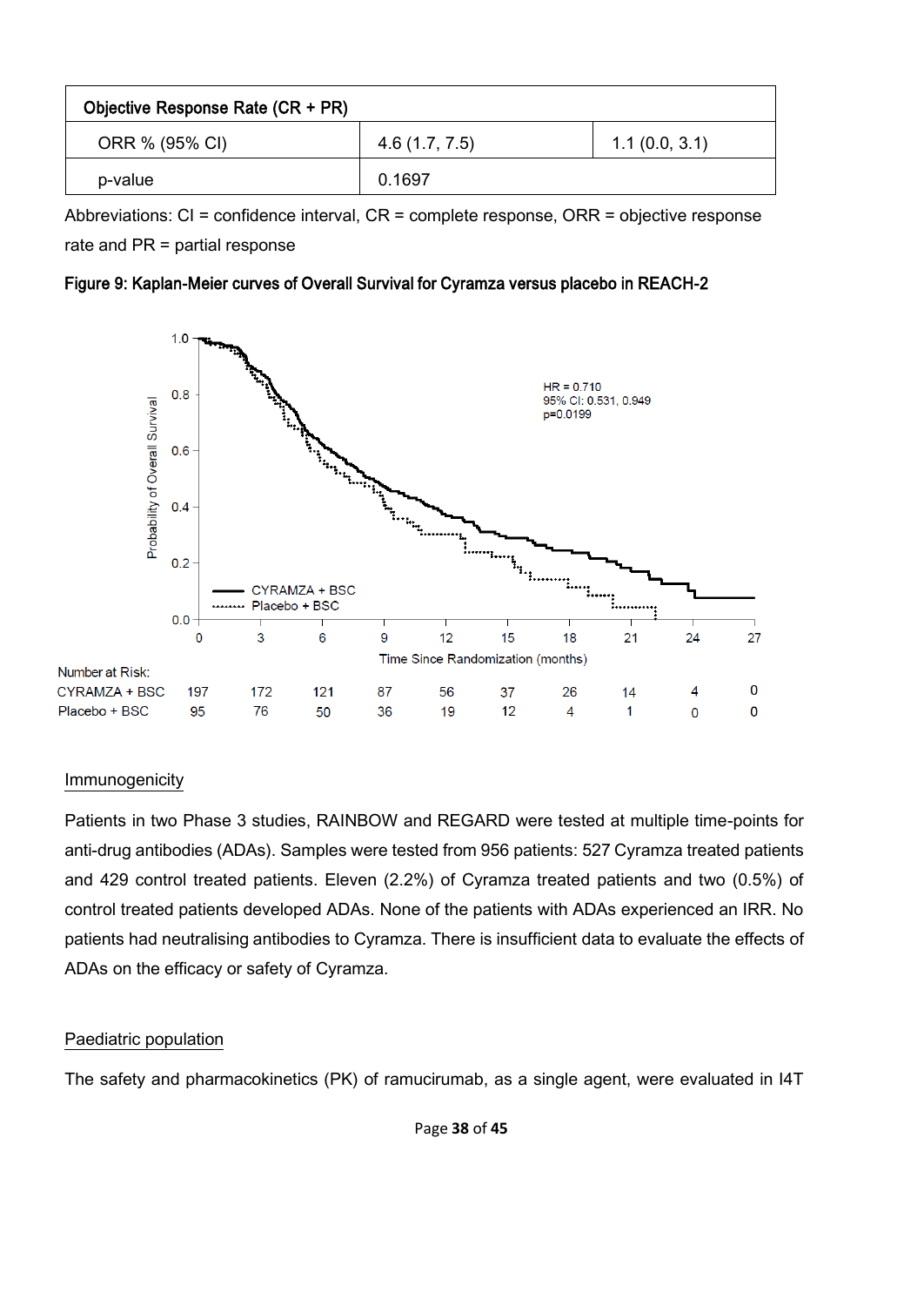| Objective Response Rate (CR + PR) | | |
|---|---|---|
| ORR % (95% CI) | 4.6 (1.7, 7.5) | 1.1 (0.0, 3.1) |
| p-value | 0.1697 | |

Abbreviations: CI = confidence interval, CR = complete response, ORR = objective response rate and PR = partial response

**Figure 9: Kaplan-Meier curves of Overall Survival for Cyramza versus placebo in REACH-2**

Number at Risk:

| Time (months) | 0 | 3 | 6 | 9 | 12 | 15 | 18 | 21 | 24 | 27 |
|---|---|---|---|---|---|---|---|---|---|---|
| CYRAMZA + BSC | 197 | 172 | 121 | 87 | 56 | 37 | 26 | 14 | 4 | 0 |
| Placebo + BSC | 95 | 76 | 50 | 36 | 19 | 12 | 4 | 1 | 0 | 0 |

HR = 0.710; 95% CI: 0.531, 0.949; p=0.0199

## Immunogenicity

Patients in two Phase 3 studies, RAINBOW and REGARD were tested at multiple time-points for anti-drug antibodies (ADAs). Samples were tested from 956 patients: 527 Cyramza treated patients and 429 control treated patients. Eleven (2.2%) of Cyramza treated patients and two (0.5%) of control treated patients developed ADAs. None of the patients with ADAs experienced an IRR. No patients had neutralising antibodies to Cyramza. There is insufficient data to evaluate the effects of ADAs on the efficacy or safety of Cyramza.

## Paediatric population

The safety and pharmacokinetics (PK) of ramucirumab, as a single agent, were evaluated in I4T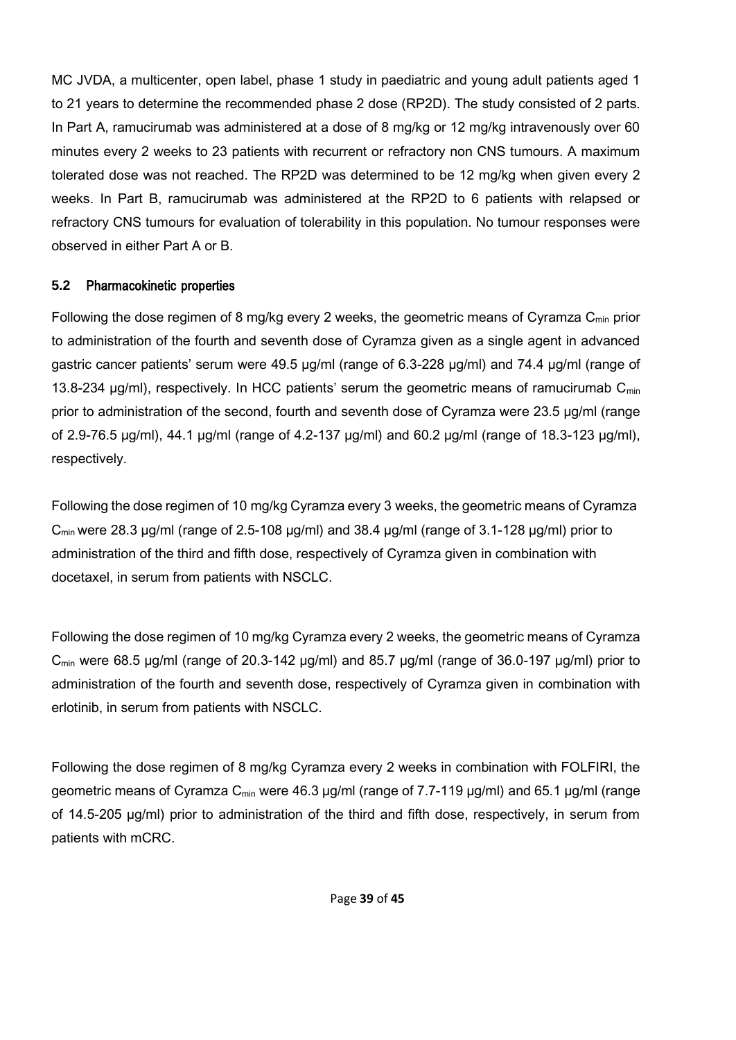MC JVDA, a multicenter, open label, phase 1 study in paediatric and young adult patients aged 1 to 21 years to determine the recommended phase 2 dose (RP2D). The study consisted of 2 parts. In Part A, ramucirumab was administered at a dose of 8 mg/kg or 12 mg/kg intravenously over 60 minutes every 2 weeks to 23 patients with recurrent or refractory non CNS tumours. A maximum tolerated dose was not reached. The RP2D was determined to be 12 mg/kg when given every 2 weeks. In Part B, ramucirumab was administered at the RP2D to 6 patients with relapsed or refractory CNS tumours for evaluation of tolerability in this population. No tumour responses were observed in either Part A or B.

### 5.2 Pharmacokinetic properties

Following the dose regimen of 8 mg/kg every 2 weeks, the geometric means of Cyramza $C_{min}$ prior to administration of the fourth and seventh dose of Cyramza given as a single agent in advanced gastric cancer patients' serum were 49.5 µg/ml (range of 6.3-228 µg/ml) and 74.4 µg/ml (range of 13.8-234 µg/ml), respectively. In HCC patients' serum the geometric means of ramucirumab $C_{min}$ prior to administration of the second, fourth and seventh dose of Cyramza were 23.5 µg/ml (range of 2.9-76.5 µg/ml), 44.1 µg/ml (range of 4.2-137 µg/ml) and 60.2 µg/ml (range of 18.3-123 µg/ml), respectively.

Following the dose regimen of 10 mg/kg Cyramza every 3 weeks, the geometric means of Cyramza $C_{min}$ were 28.3 µg/ml (range of 2.5-108 µg/ml) and 38.4 µg/ml (range of 3.1-128 µg/ml) prior to administration of the third and fifth dose, respectively of Cyramza given in combination with docetaxel, in serum from patients with NSCLC.

Following the dose regimen of 10 mg/kg Cyramza every 2 weeks, the geometric means of Cyramza $C_{min}$ were 68.5 µg/ml (range of 20.3-142 µg/ml) and 85.7 µg/ml (range of 36.0-197 µg/ml) prior to administration of the fourth and seventh dose, respectively of Cyramza given in combination with erlotinib, in serum from patients with NSCLC.

Following the dose regimen of 8 mg/kg Cyramza every 2 weeks in combination with FOLFIRI, the geometric means of Cyramza $C_{min}$ were 46.3 µg/ml (range of 7.7-119 µg/ml) and 65.1 µg/ml (range of 14.5-205 µg/ml) prior to administration of the third and fifth dose, respectively, in serum from patients with mCRC.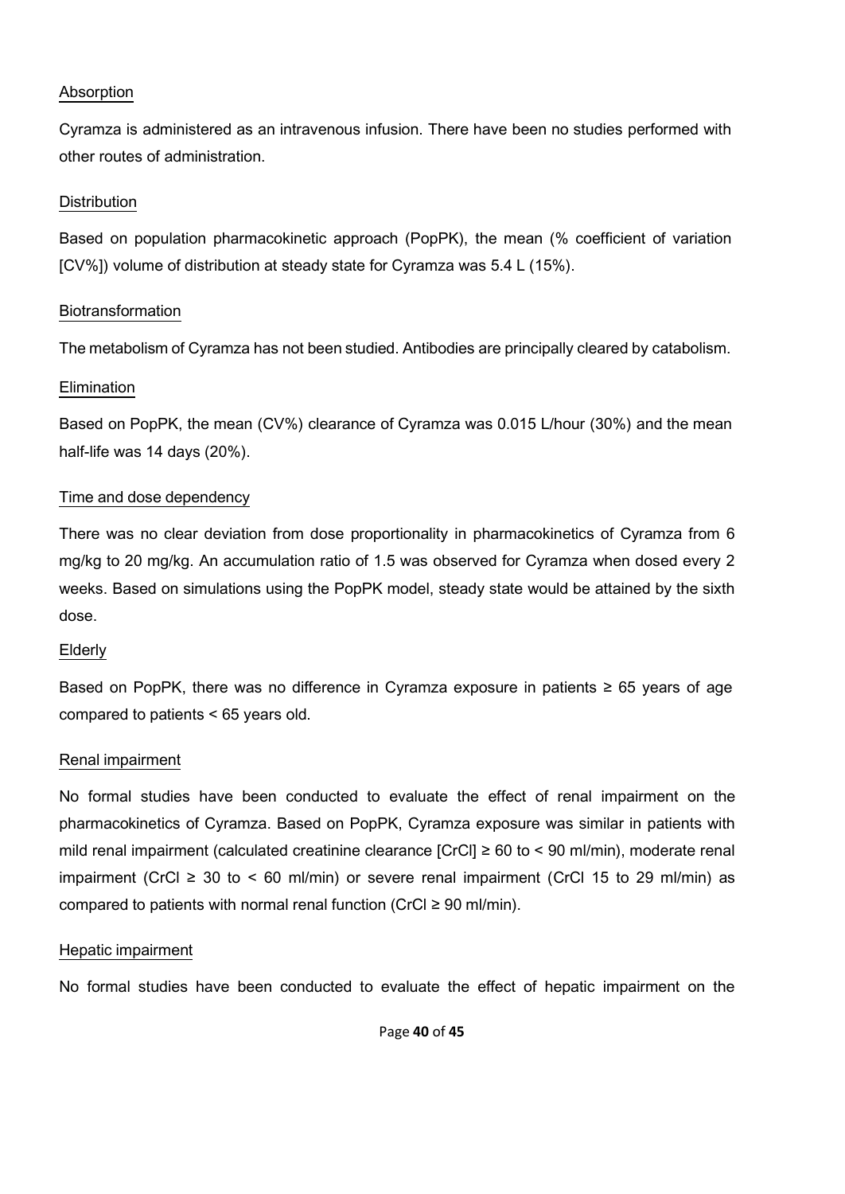Absorption

Cyramza is administered as an intravenous infusion. There have been no studies performed with other routes of administration.

Distribution

Based on population pharmacokinetic approach (PopPK), the mean (% coefficient of variation [CV%]) volume of distribution at steady state for Cyramza was 5.4 L (15%).

Biotransformation

The metabolism of Cyramza has not been studied. Antibodies are principally cleared by catabolism.

Elimination

Based on PopPK, the mean (CV%) clearance of Cyramza was 0.015 L/hour (30%) and the mean half-life was 14 days (20%).

Time and dose dependency

There was no clear deviation from dose proportionality in pharmacokinetics of Cyramza from 6 mg/kg to 20 mg/kg. An accumulation ratio of 1.5 was observed for Cyramza when dosed every 2 weeks. Based on simulations using the PopPK model, steady state would be attained by the sixth dose.

Elderly

Based on PopPK, there was no difference in Cyramza exposure in patients ≥ 65 years of age compared to patients < 65 years old.

Renal impairment

No formal studies have been conducted to evaluate the effect of renal impairment on the pharmacokinetics of Cyramza. Based on PopPK, Cyramza exposure was similar in patients with mild renal impairment (calculated creatinine clearance [CrCl] ≥ 60 to < 90 ml/min), moderate renal impairment (CrCl ≥ 30 to < 60 ml/min) or severe renal impairment (CrCl 15 to 29 ml/min) as compared to patients with normal renal function (CrCl ≥ 90 ml/min).

Hepatic impairment

No formal studies have been conducted to evaluate the effect of hepatic impairment on the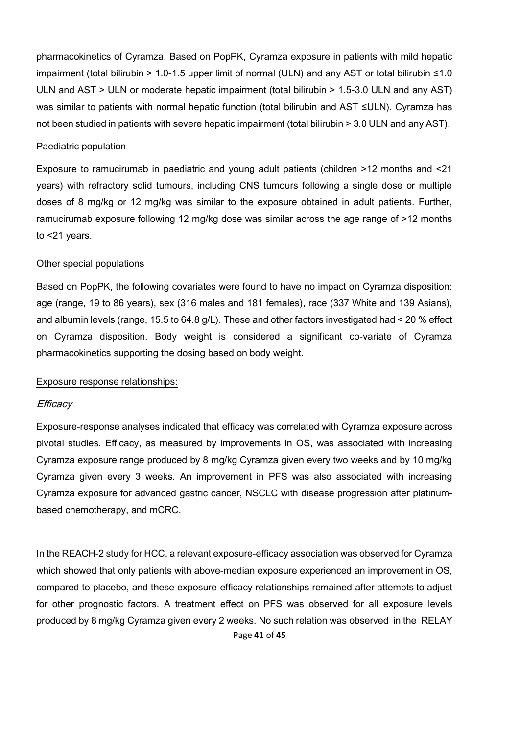pharmacokinetics of Cyramza. Based on PopPK, Cyramza exposure in patients with mild hepatic impairment (total bilirubin > 1.0-1.5 upper limit of normal (ULN) and any AST or total bilirubin ≤1.0 ULN and AST > ULN or moderate hepatic impairment (total bilirubin > 1.5-3.0 ULN and any AST) was similar to patients with normal hepatic function (total bilirubin and AST ≤ULN). Cyramza has not been studied in patients with severe hepatic impairment (total bilirubin > 3.0 ULN and any AST).

Paediatric population

Exposure to ramucirumab in paediatric and young adult patients (children >12 months and <21 years) with refractory solid tumours, including CNS tumours following a single dose or multiple doses of 8 mg/kg or 12 mg/kg was similar to the exposure obtained in adult patients. Further, ramucirumab exposure following 12 mg/kg dose was similar across the age range of >12 months to <21 years.

Other special populations

Based on PopPK, the following covariates were found to have no impact on Cyramza disposition: age (range, 19 to 86 years), sex (316 males and 181 females), race (337 White and 139 Asians), and albumin levels (range, 15.5 to 64.8 g/L). These and other factors investigated had < 20 % effect on Cyramza disposition. Body weight is considered a significant co-variate of Cyramza pharmacokinetics supporting the dosing based on body weight.

Exposure response relationships:

*Efficacy*

Exposure-response analyses indicated that efficacy was correlated with Cyramza exposure across pivotal studies. Efficacy, as measured by improvements in OS, was associated with increasing Cyramza exposure range produced by 8 mg/kg Cyramza given every two weeks and by 10 mg/kg Cyramza given every 3 weeks. An improvement in PFS was also associated with increasing Cyramza exposure for advanced gastric cancer, NSCLC with disease progression after platinum-based chemotherapy, and mCRC.

In the REACH-2 study for HCC, a relevant exposure-efficacy association was observed for Cyramza which showed that only patients with above-median exposure experienced an improvement in OS, compared to placebo, and these exposure-efficacy relationships remained after attempts to adjust for other prognostic factors. A treatment effect on PFS was observed for all exposure levels produced by 8 mg/kg Cyramza given every 2 weeks. No such relation was observed in the RELAY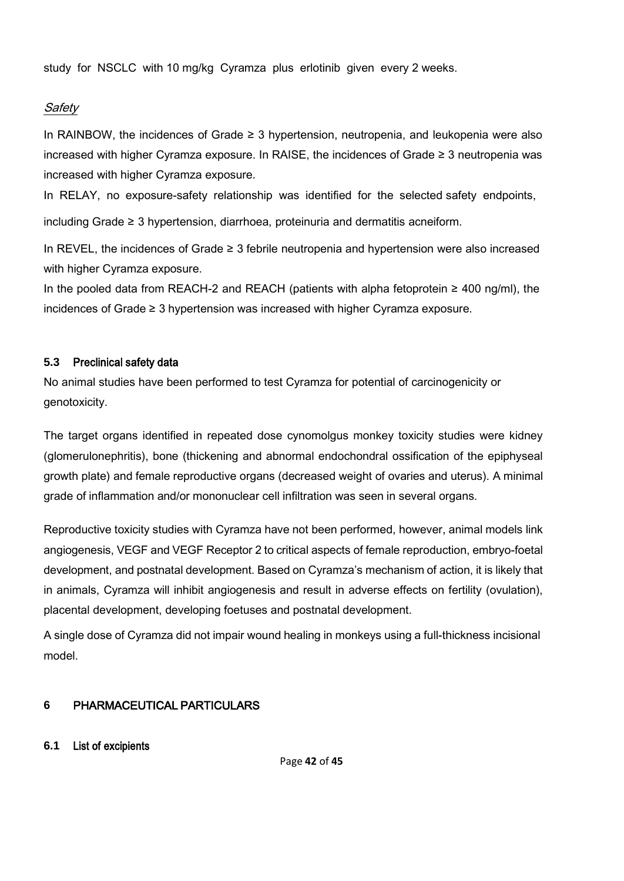study for NSCLC with 10 mg/kg Cyramza plus erlotinib given every 2 weeks.

*Safety*

In RAINBOW, the incidences of Grade ≥ 3 hypertension, neutropenia, and leukopenia were also increased with higher Cyramza exposure. In RAISE, the incidences of Grade ≥ 3 neutropenia was increased with higher Cyramza exposure.

In RELAY, no exposure-safety relationship was identified for the selected safety endpoints, including Grade ≥ 3 hypertension, diarrhoea, proteinuria and dermatitis acneiform.

In REVEL, the incidences of Grade ≥ 3 febrile neutropenia and hypertension were also increased with higher Cyramza exposure.

In the pooled data from REACH-2 and REACH (patients with alpha fetoprotein ≥ 400 ng/ml), the incidences of Grade ≥ 3 hypertension was increased with higher Cyramza exposure.

### 5.3 Preclinical safety data

No animal studies have been performed to test Cyramza for potential of carcinogenicity or genotoxicity.

The target organs identified in repeated dose cynomolgus monkey toxicity studies were kidney (glomerulonephritis), bone (thickening and abnormal endochondral ossification of the epiphyseal growth plate) and female reproductive organs (decreased weight of ovaries and uterus). A minimal grade of inflammation and/or mononuclear cell infiltration was seen in several organs.

Reproductive toxicity studies with Cyramza have not been performed, however, animal models link angiogenesis, VEGF and VEGF Receptor 2 to critical aspects of female reproduction, embryo-foetal development, and postnatal development. Based on Cyramza's mechanism of action, it is likely that in animals, Cyramza will inhibit angiogenesis and result in adverse effects on fertility (ovulation), placental development, developing foetuses and postnatal development.

A single dose of Cyramza did not impair wound healing in monkeys using a full-thickness incisional model.

## 6 PHARMACEUTICAL PARTICULARS

### 6.1 List of excipients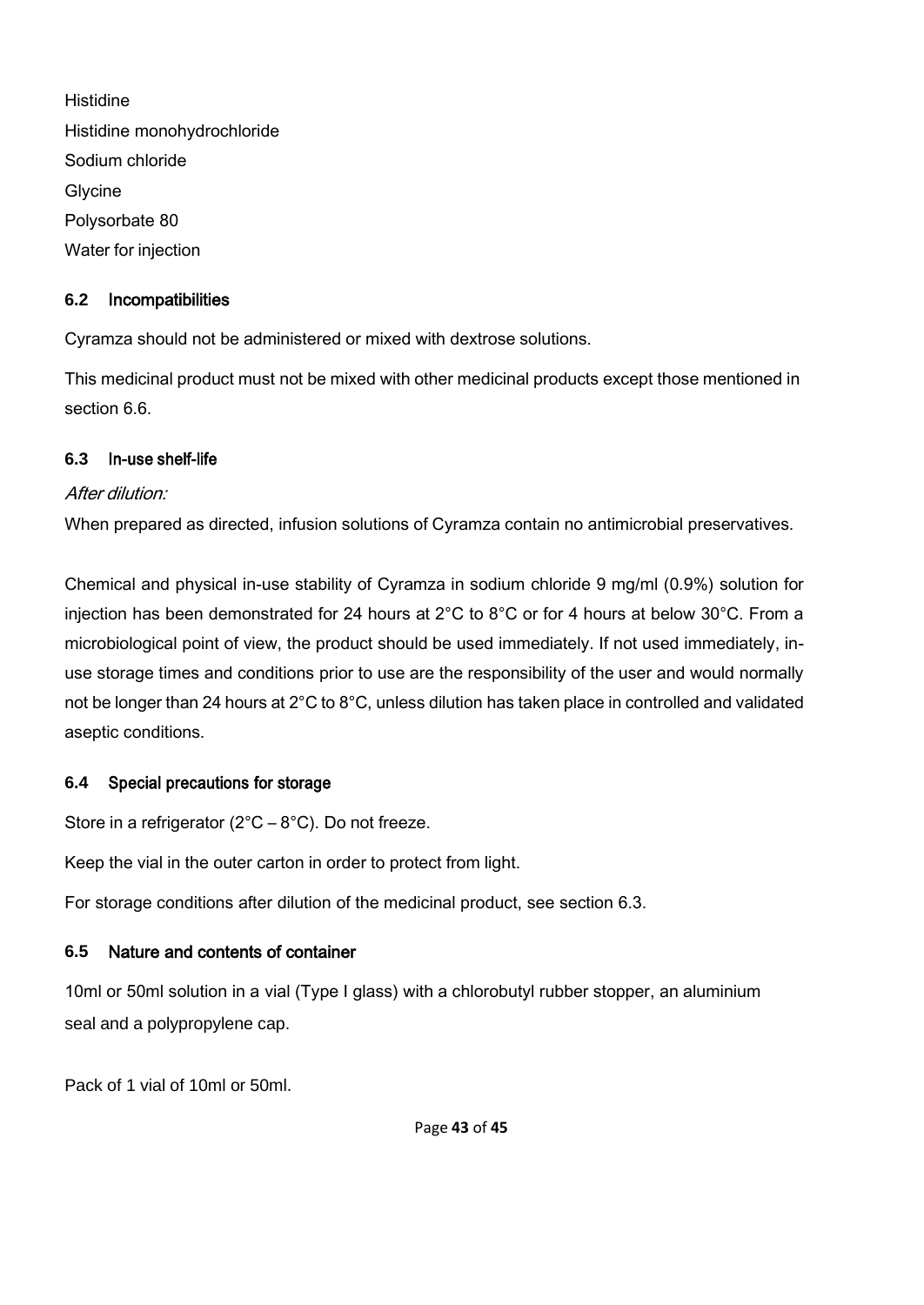Histidine

Histidine monohydrochloride

Sodium chloride

Glycine

Polysorbate 80

Water for injection

### 6.2 Incompatibilities

Cyramza should not be administered or mixed with dextrose solutions.

This medicinal product must not be mixed with other medicinal products except those mentioned in section 6.6.

### 6.3 In-use shelf-life

*After dilution:*

When prepared as directed, infusion solutions of Cyramza contain no antimicrobial preservatives.

Chemical and physical in-use stability of Cyramza in sodium chloride 9 mg/ml (0.9%) solution for injection has been demonstrated for 24 hours at 2°C to 8°C or for 4 hours at below 30°C. From a microbiological point of view, the product should be used immediately. If not used immediately, in-use storage times and conditions prior to use are the responsibility of the user and would normally not be longer than 24 hours at 2°C to 8°C, unless dilution has taken place in controlled and validated aseptic conditions.

### 6.4 Special precautions for storage

Store in a refrigerator (2°C – 8°C). Do not freeze.

Keep the vial in the outer carton in order to protect from light.

For storage conditions after dilution of the medicinal product, see section 6.3.

### 6.5 Nature and contents of container

10ml or 50ml solution in a vial (Type I glass) with a chlorobutyl rubber stopper, an aluminium seal and a polypropylene cap.

Pack of 1 vial of 10ml or 50ml.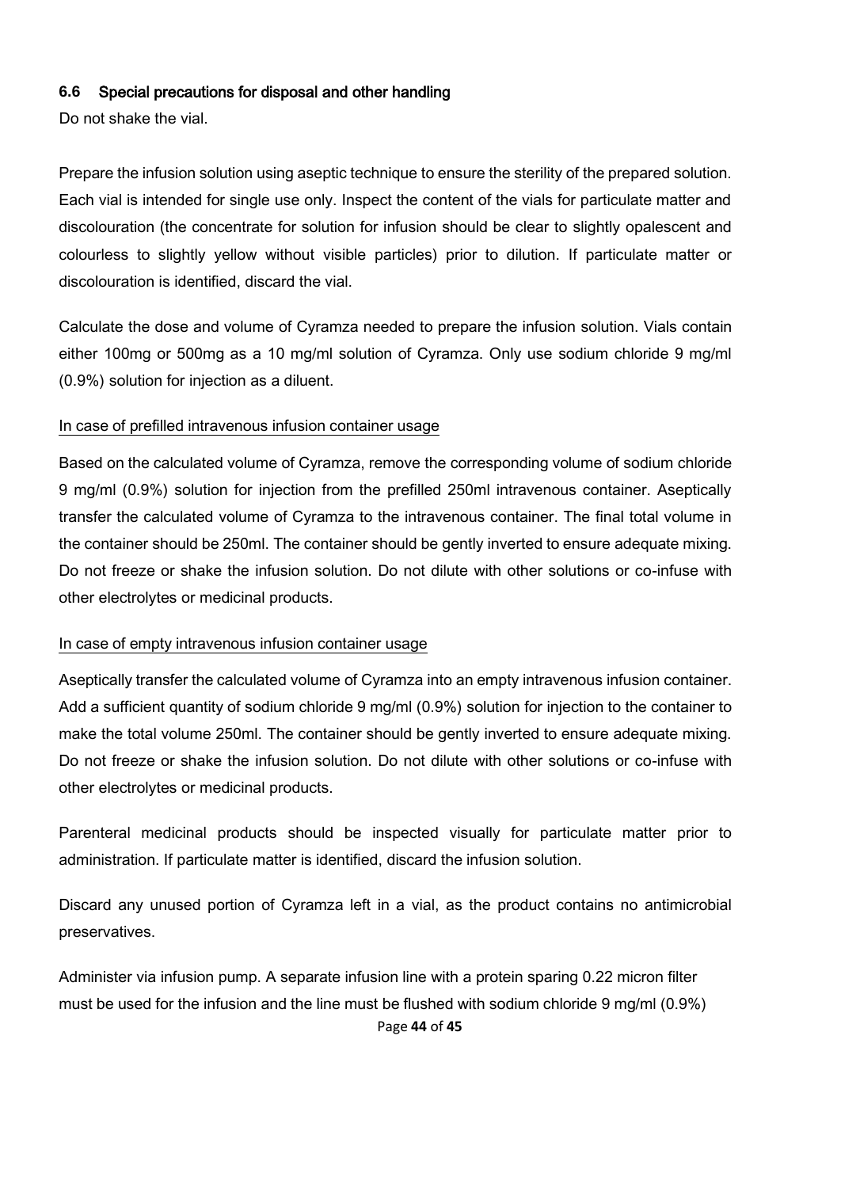### 6.6 Special precautions for disposal and other handling

Do not shake the vial.

Prepare the infusion solution using aseptic technique to ensure the sterility of the prepared solution. Each vial is intended for single use only. Inspect the content of the vials for particulate matter and discolouration (the concentrate for solution for infusion should be clear to slightly opalescent and colourless to slightly yellow without visible particles) prior to dilution. If particulate matter or discolouration is identified, discard the vial.

Calculate the dose and volume of Cyramza needed to prepare the infusion solution. Vials contain either 100mg or 500mg as a 10 mg/ml solution of Cyramza. Only use sodium chloride 9 mg/ml (0.9%) solution for injection as a diluent.

In case of prefilled intravenous infusion container usage

Based on the calculated volume of Cyramza, remove the corresponding volume of sodium chloride 9 mg/ml (0.9%) solution for injection from the prefilled 250ml intravenous container. Aseptically transfer the calculated volume of Cyramza to the intravenous container. The final total volume in the container should be 250ml. The container should be gently inverted to ensure adequate mixing. Do not freeze or shake the infusion solution. Do not dilute with other solutions or co-infuse with other electrolytes or medicinal products.

In case of empty intravenous infusion container usage

Aseptically transfer the calculated volume of Cyramza into an empty intravenous infusion container. Add a sufficient quantity of sodium chloride 9 mg/ml (0.9%) solution for injection to the container to make the total volume 250ml. The container should be gently inverted to ensure adequate mixing. Do not freeze or shake the infusion solution. Do not dilute with other solutions or co-infuse with other electrolytes or medicinal products.

Parenteral medicinal products should be inspected visually for particulate matter prior to administration. If particulate matter is identified, discard the infusion solution.

Discard any unused portion of Cyramza left in a vial, as the product contains no antimicrobial preservatives.

Administer via infusion pump. A separate infusion line with a protein sparing 0.22 micron filter must be used for the infusion and the line must be flushed with sodium chloride 9 mg/ml (0.9%)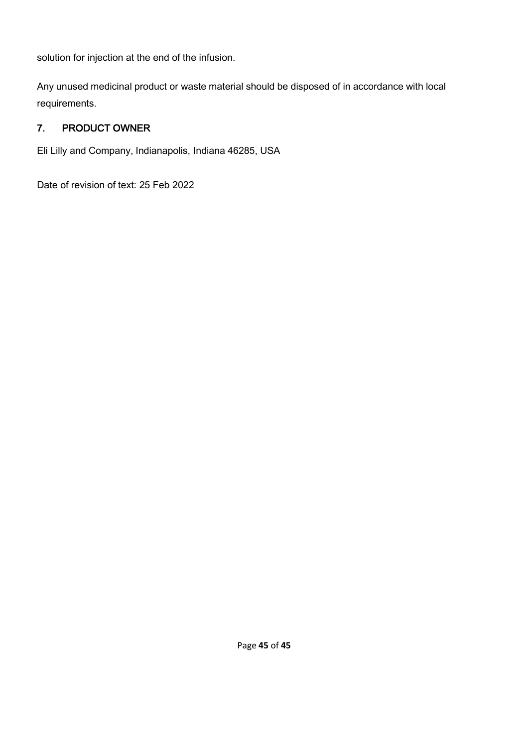solution for injection at the end of the infusion.

Any unused medicinal product or waste material should be disposed of in accordance with local requirements.

## 7. PRODUCT OWNER

Eli Lilly and Company, Indianapolis, Indiana 46285, USA

Date of revision of text: 25 Feb 2022